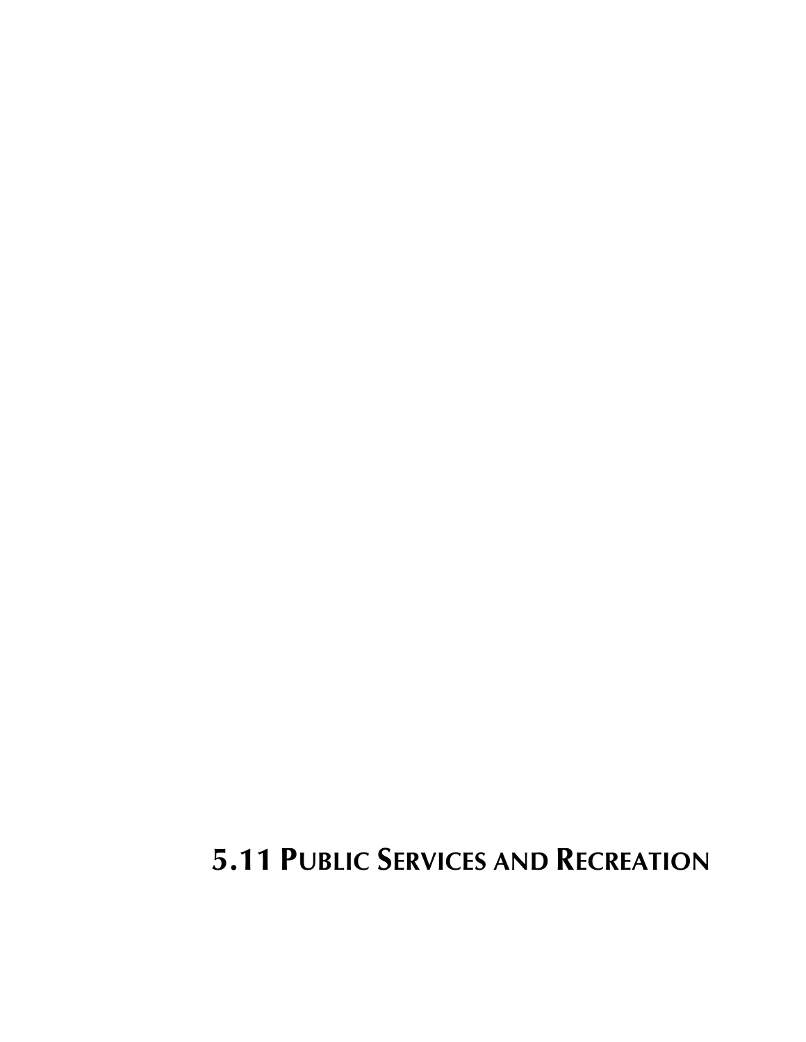# 5.11 PUBLIC SERVICES AND RECREATION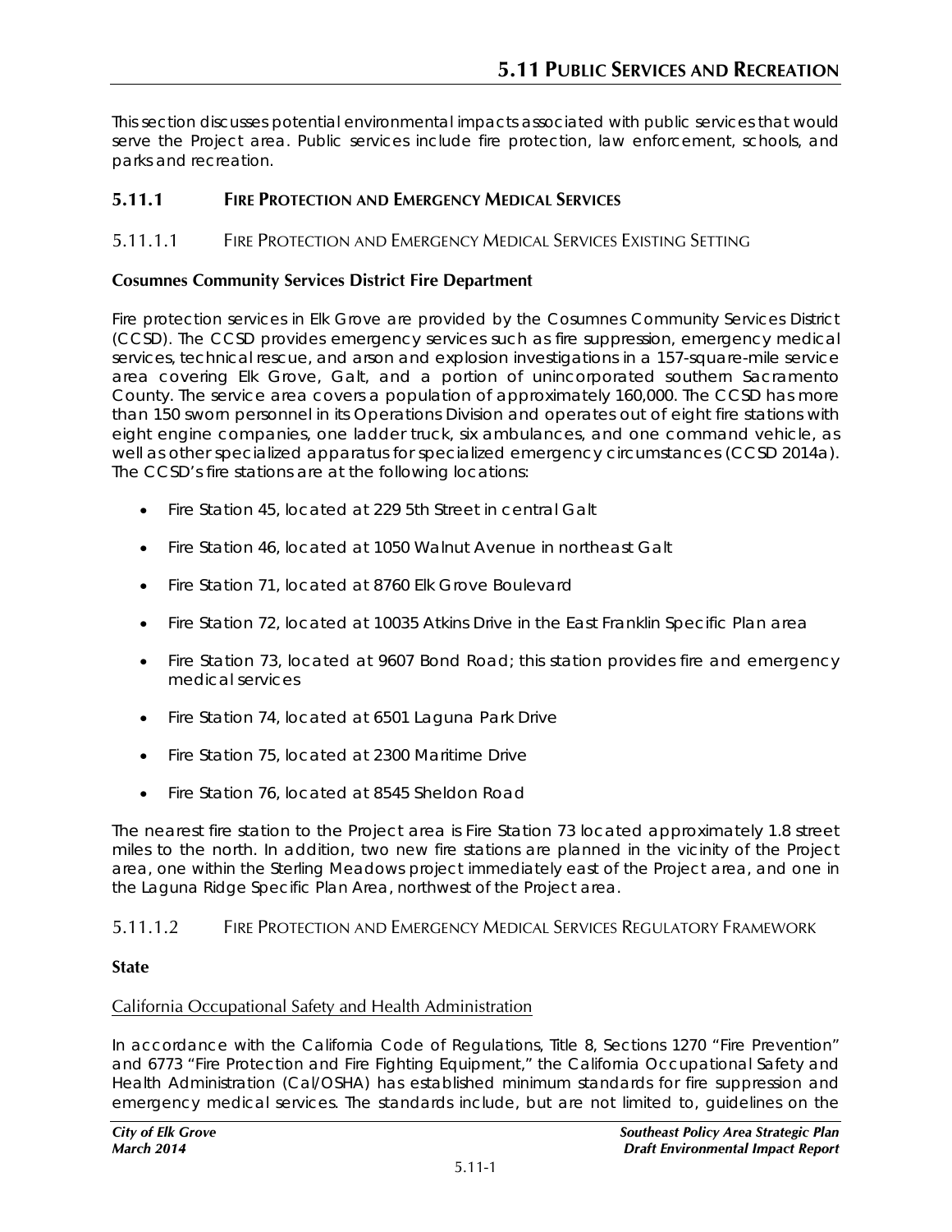# 5.11 PUBLIC SERVICES AND RECREATION

This section discusses potential environmental impacts associated with public services that would serve the Project area. Public services include fire protection, law enforcement, schools, and parks and recreation.

## 5.11.1 FIRE PROTECTION AND EMERGENCY MEDICAL SERVICES

### 5.11.1.1 FIRE PROTECTION AND EMERGENCY MEDICAL SERVICES EXISTING SETTING

**Cosumnes Community Services District Fire Department**

Fire protection services in Elk Grove are provided by the Cosumnes Community Services District (CCSD). The CCSD provides emergency services such as fire suppression, emergency medical services, technical rescue, and arson and explosion investigations in a 157-square-mile service area covering Elk Grove, Galt, and a portion of unincorporated southern Sacramento County. The service area covers a population of approximately 160,000. The CCSD has more than 150 sworn personnel in its Operations Division and operates out of eight fire stations with eight engine companies, one ladder truck, six ambulances, and one command vehicle, as well as other specialized apparatus for specialized emergency circumstances (CCSD 2014a). The CCSD's fire stations are at the following locations:

- Fire Station 45, located at 229 5th Street in central Galt
- Fire Station 46, located at 1050 Walnut Avenue in northeast Galt
- Fire Station 71, located at 8760 Elk Grove Boulevard
- Fire Station 72, located at 10035 Atkins Drive in the East Franklin Specific Plan area
- Fire Station 73, located at 9607 Bond Road; this station provides fire and emergency medical services
- Fire Station 74, located at 6501 Laguna Park Drive
- Fire Station 75, located at 2300 Maritime Drive
- Fire Station 76, located at 8545 Sheldon Road

The nearest fire station to the Project area is Fire Station 73 located approximately 1.8 street miles to the north. In addition, two new fire stations are planned in the vicinity of the Project area, one within the Sterling Meadows project immediately east of the Project area, and one in the Laguna Ridge Specific Plan Area, northwest of the Project area.

### 5.11.1.2 FIRE PROTECTION AND EMERGENCY MEDICAL SERVICES REGULATORY FRAMEWORK

**State**

California Occupational Safety and Health Administration

In accordance with the California Code of Regulations, Title 8, Sections 1270 "Fire Prevention" and 6773 "Fire Protection and Fire Fighting Equipment," the California Occupational Safety and Health Administration (Cal/OSHA) has established minimum standards for fire suppression and emergency medical services. The standards include, but are not limited to, guidelines on the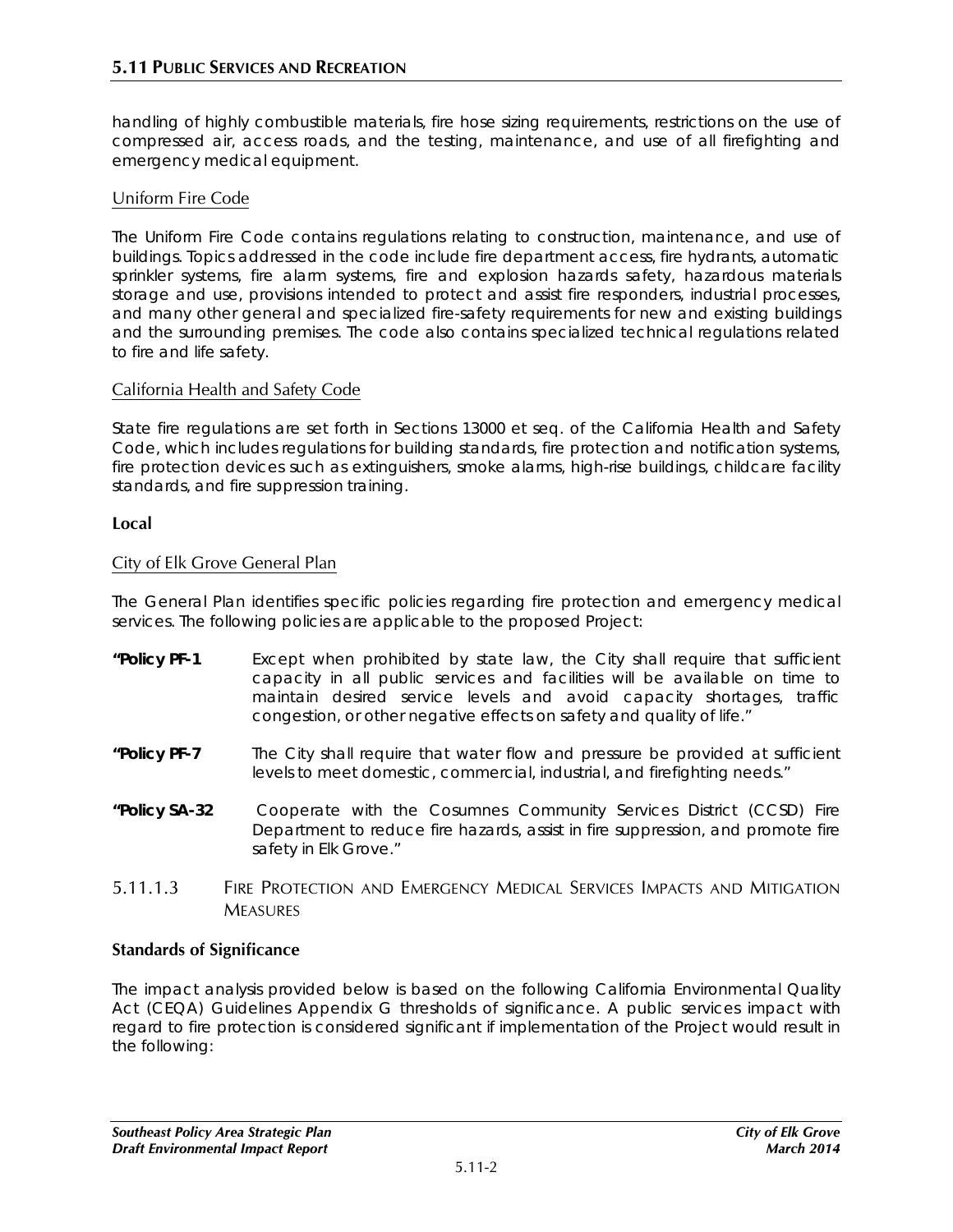handling of highly combustible materials, fire hose sizing requirements, restrictions on the use of compressed air, access roads, and the testing, maintenance, and use of all firefighting and emergency medical equipment.

#### Uniform Fire Code

The Uniform Fire Code contains regulations relating to construction, maintenance, and use of buildings. Topics addressed in the code include fire department access, fire hydrants, automatic sprinkler systems, fire alarm systems, fire and explosion hazards safety, hazardous materials storage and use, provisions intended to protect and assist fire responders, industrial processes, and many other general and specialized fire-safety requirements for new and existing buildings and the surrounding premises. The code also contains specialized technical regulations related to fire and life safety.

#### California Health and Safety Code

State fire regulations are set forth in Sections 13000 et seq. of the California Health and Safety Code, which includes regulations for building standards, fire protection and notification systems, fire protection devices such as extinguishers, smoke alarms, high-rise buildings, childcare facility standards, and fire suppression training.

### Local

#### City of Elk Grove General Plan

The General Plan identifies specific policies regarding fire protection and emergency medical services. The following policies are applicable to the proposed Project:

**"Policy PF-1** Except when prohibited by state law, the City shall require that sufficient capacity in all public services and facilities will be available on time to maintain desired service levels and avoid capacity shortages, traffic congestion, or other negative effects on safety and quality of life."

**"Policy PF-7** The City shall require that water flow and pressure be provided at sufficient levels to meet domestic, commercial, industrial, and firefighting needs."

**"Policy SA-32** Cooperate with the Cosumnes Community Services District (CCSD) Fire Department to reduce fire hazards, assist in fire suppression, and promote fire safety in Elk Grove."

## 5.11.1.3 Fire Protection and Emergency Medical Services Impacts and Mitigation Measures

### Standards of Significance

The impact analysis provided below is based on the following California Environmental Quality Act (CEQA) Guidelines Appendix G thresholds of significance. A public services impact with regard to fire protection is considered significant if implementation of the Project would result in the following: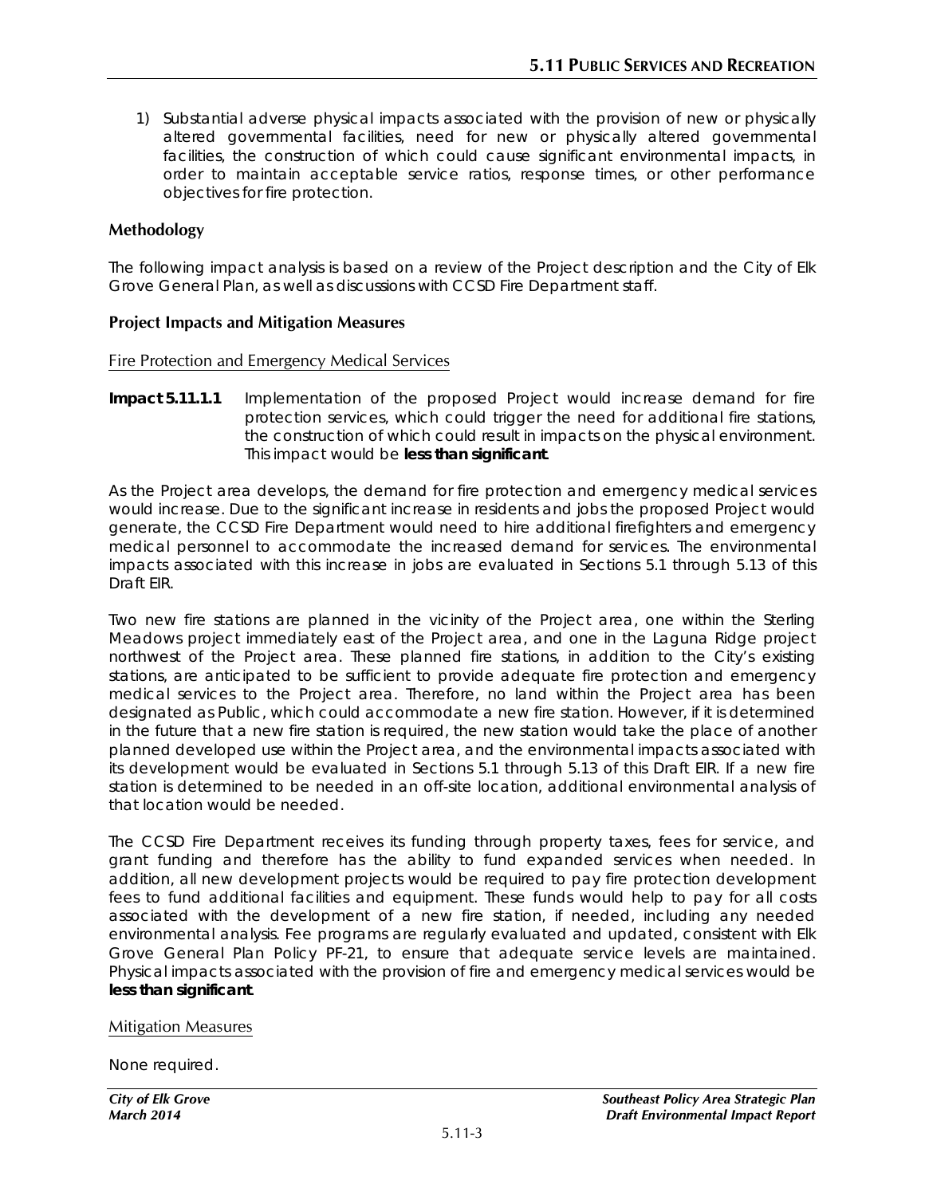1) Substantial adverse physical impacts associated with the provision of new or physically altered governmental facilities, need for new or physically altered governmental facilities, the construction of which could cause significant environmental impacts, in order to maintain acceptable service ratios, response times, or other performance objectives for fire protection.

### Methodology

The following impact analysis is based on a review of the Project description and the City of Elk Grove General Plan, as well as discussions with CCSD Fire Department staff.

### Project Impacts and Mitigation Measures

Fire Protection and Emergency Medical Services

**Impact 5.11.1.1** Implementation of the proposed Project would increase demand for fire protection services, which could trigger the need for additional fire stations, the construction of which could result in impacts on the physical environment. This impact would be **less than significant**.

As the Project area develops, the demand for fire protection and emergency medical services would increase. Due to the significant increase in residents and jobs the proposed Project would generate, the CCSD Fire Department would need to hire additional firefighters and emergency medical personnel to accommodate the increased demand for services. The environmental impacts associated with this increase in jobs are evaluated in Sections 5.1 through 5.13 of this Draft EIR.

Two new fire stations are planned in the vicinity of the Project area, one within the Sterling Meadows project immediately east of the Project area, and one in the Laguna Ridge project northwest of the Project area. These planned fire stations, in addition to the City's existing stations, are anticipated to be sufficient to provide adequate fire protection and emergency medical services to the Project area. Therefore, no land within the Project area has been designated as Public, which could accommodate a new fire station. However, if it is determined in the future that a new fire station is required, the new station would take the place of another planned developed use within the Project area, and the environmental impacts associated with its development would be evaluated in Sections 5.1 through 5.13 of this Draft EIR. If a new fire station is determined to be needed in an off-site location, additional environmental analysis of that location would be needed.

The CCSD Fire Department receives its funding through property taxes, fees for service, and grant funding and therefore has the ability to fund expanded services when needed. In addition, all new development projects would be required to pay fire protection development fees to fund additional facilities and equipment. These funds would help to pay for all costs associated with the development of a new fire station, if needed, including any needed environmental analysis. Fee programs are regularly evaluated and updated, consistent with Elk Grove General Plan Policy PF-21, to ensure that adequate service levels are maintained. Physical impacts associated with the provision of fire and emergency medical services would be **less than significant**.

Mitigation Measures

None required.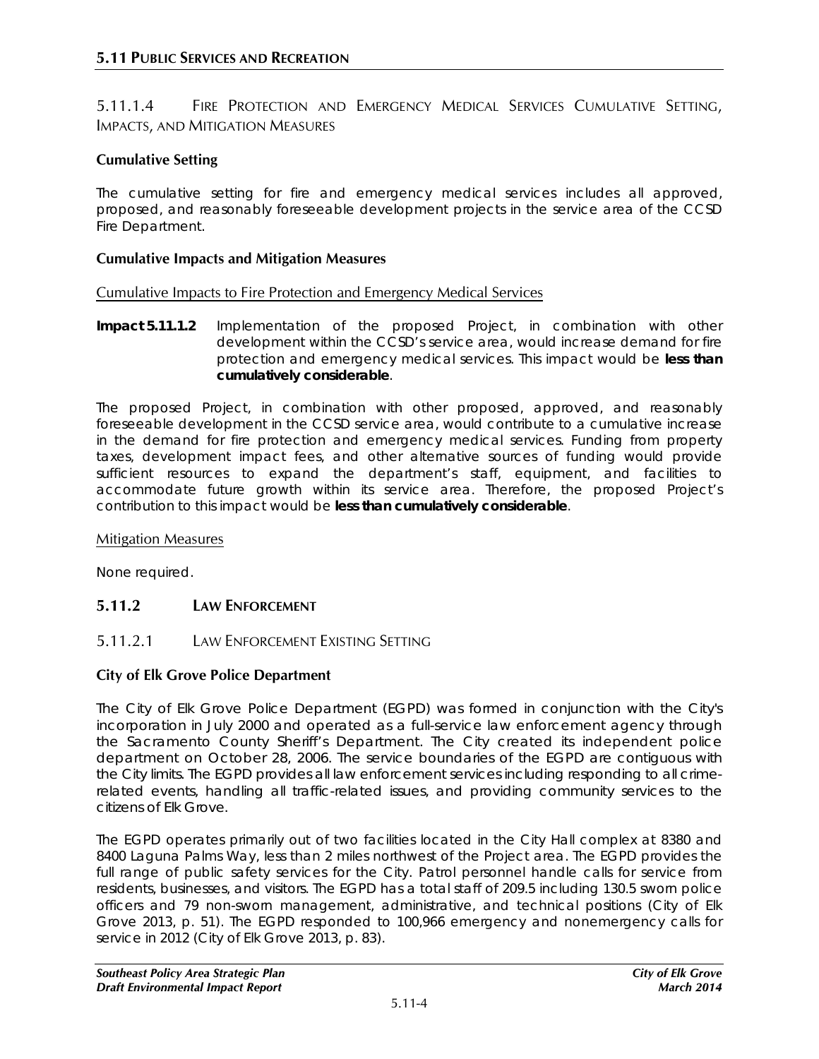### 5.11.1.4 Fire Protection and Emergency Medical Services Cumulative Setting, Impacts, and Mitigation Measures

**Cumulative Setting**

The cumulative setting for fire and emergency medical services includes all approved, proposed, and reasonably foreseeable development projects in the service area of the CCSD Fire Department.

**Cumulative Impacts and Mitigation Measures**

Cumulative Impacts to Fire Protection and Emergency Medical Services

**Impact 5.11.1.2** Implementation of the proposed Project, in combination with other development within the CCSD's service area, would increase demand for fire protection and emergency medical services. This impact would be **less than cumulatively considerable**.

The proposed Project, in combination with other proposed, approved, and reasonably foreseeable development in the CCSD service area, would contribute to a cumulative increase in the demand for fire protection and emergency medical services. Funding from property taxes, development impact fees, and other alternative sources of funding would provide sufficient resources to expand the department's staff, equipment, and facilities to accommodate future growth within its service area. Therefore, the proposed Project's contribution to this impact would be **less than cumulatively considerable**.

Mitigation Measures

None required.

## 5.11.2 Law Enforcement

### 5.11.2.1 Law Enforcement Existing Setting

**City of Elk Grove Police Department**

The City of Elk Grove Police Department (EGPD) was formed in conjunction with the City's incorporation in July 2000 and operated as a full-service law enforcement agency through the Sacramento County Sheriff's Department. The City created its independent police department on October 28, 2006. The service boundaries of the EGPD are contiguous with the City limits. The EGPD provides all law enforcement services including responding to all crime-related events, handling all traffic-related issues, and providing community services to the citizens of Elk Grove.

The EGPD operates primarily out of two facilities located in the City Hall complex at 8380 and 8400 Laguna Palms Way, less than 2 miles northwest of the Project area. The EGPD provides the full range of public safety services for the City. Patrol personnel handle calls for service from residents, businesses, and visitors. The EGPD has a total staff of 209.5 including 130.5 sworn police officers and 79 non-sworn management, administrative, and technical positions (City of Elk Grove 2013, p. 51). The EGPD responded to 100,966 emergency and nonemergency calls for service in 2012 (City of Elk Grove 2013, p. 83).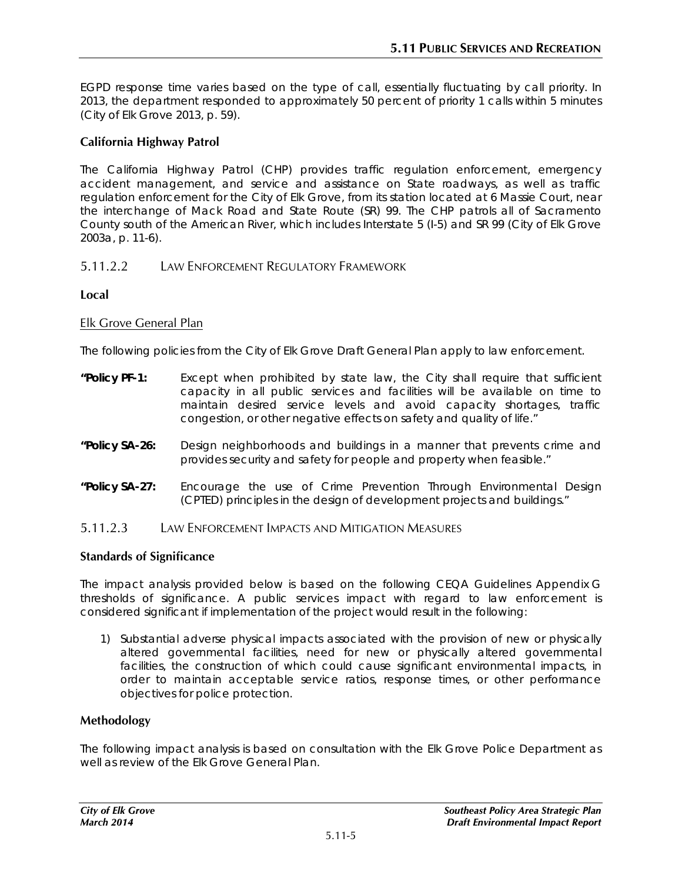EGPD response time varies based on the type of call, essentially fluctuating by call priority. In 2013, the department responded to approximately 50 percent of priority 1 calls within 5 minutes (City of Elk Grove 2013, p. 59).

**California Highway Patrol**

The California Highway Patrol (CHP) provides traffic regulation enforcement, emergency accident management, and service and assistance on State roadways, as well as traffic regulation enforcement for the City of Elk Grove, from its station located at 6 Massie Court, near the interchange of Mack Road and State Route (SR) 99. The CHP patrols all of Sacramento County south of the American River, which includes Interstate 5 (I-5) and SR 99 (City of Elk Grove 2003a, p. 11-6).

### 5.11.2.2 LAW ENFORCEMENT REGULATORY FRAMEWORK

**Local**

Elk Grove General Plan

The following policies from the City of Elk Grove Draft General Plan apply to law enforcement.

**"Policy PF-1:** Except when prohibited by state law, the City shall require that sufficient capacity in all public services and facilities will be available on time to maintain desired service levels and avoid capacity shortages, traffic congestion, or other negative effects on safety and quality of life."

**"Policy SA-26:** Design neighborhoods and buildings in a manner that prevents crime and provides security and safety for people and property when feasible."

**"Policy SA-27:** Encourage the use of Crime Prevention Through Environmental Design (CPTED) principles in the design of development projects and buildings."

### 5.11.2.3 LAW ENFORCEMENT IMPACTS AND MITIGATION MEASURES

**Standards of Significance**

The impact analysis provided below is based on the following CEQA Guidelines Appendix G thresholds of significance. A public services impact with regard to law enforcement is considered significant if implementation of the project would result in the following:

1) Substantial adverse physical impacts associated with the provision of new or physically altered governmental facilities, need for new or physically altered governmental facilities, the construction of which could cause significant environmental impacts, in order to maintain acceptable service ratios, response times, or other performance objectives for police protection.

**Methodology**

The following impact analysis is based on consultation with the Elk Grove Police Department as well as review of the Elk Grove General Plan.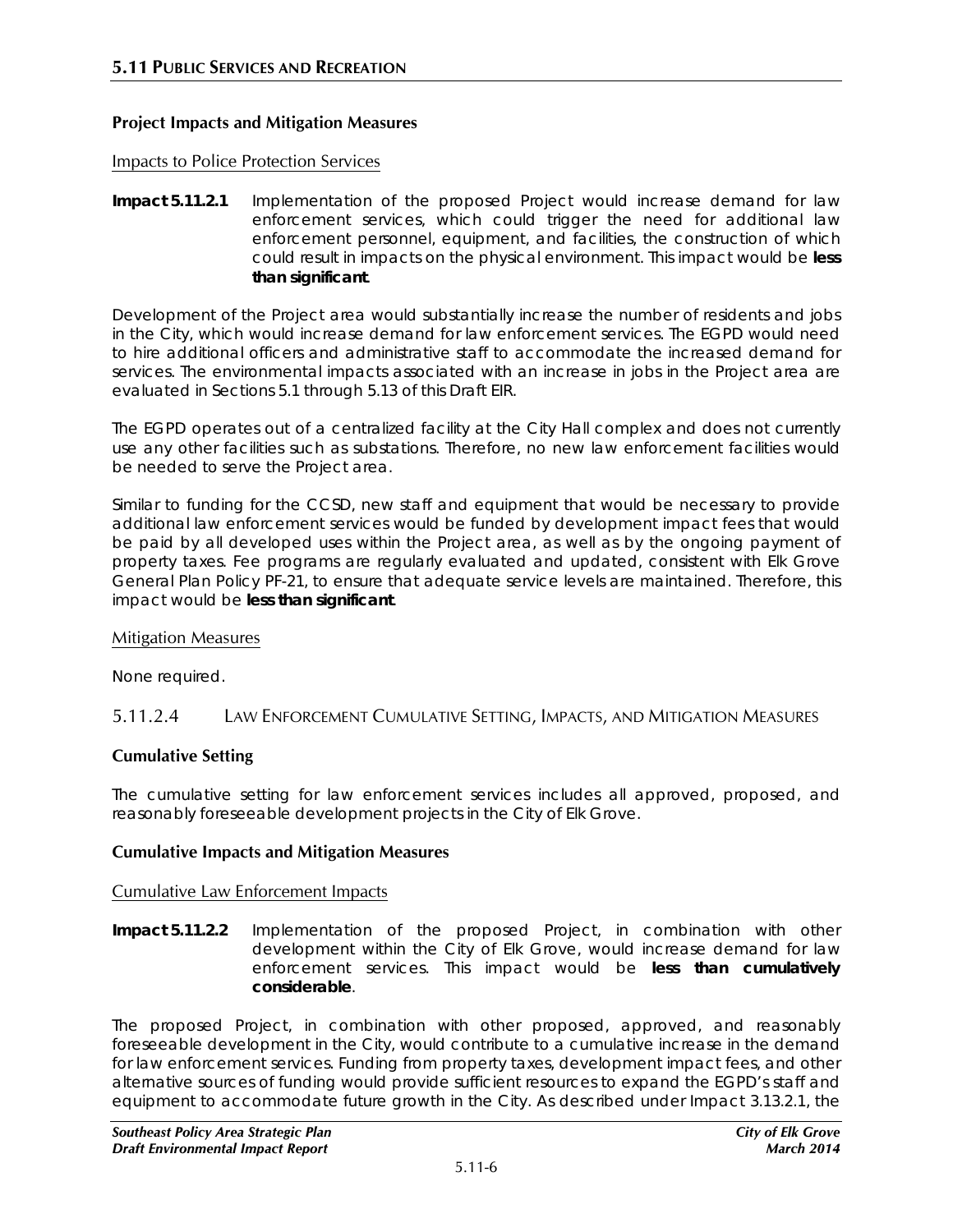### Project Impacts and Mitigation Measures

Impacts to Police Protection Services

**Impact 5.11.2.1** Implementation of the proposed Project would increase demand for law enforcement services, which could trigger the need for additional law enforcement personnel, equipment, and facilities, the construction of which could result in impacts on the physical environment. This impact would be **less than significant**.

Development of the Project area would substantially increase the number of residents and jobs in the City, which would increase demand for law enforcement services. The EGPD would need to hire additional officers and administrative staff to accommodate the increased demand for services. The environmental impacts associated with an increase in jobs in the Project area are evaluated in Sections 5.1 through 5.13 of this Draft EIR.

The EGPD operates out of a centralized facility at the City Hall complex and does not currently use any other facilities such as substations. Therefore, no new law enforcement facilities would be needed to serve the Project area.

Similar to funding for the CCSD, new staff and equipment that would be necessary to provide additional law enforcement services would be funded by development impact fees that would be paid by all developed uses within the Project area, as well as by the ongoing payment of property taxes. Fee programs are regularly evaluated and updated, consistent with Elk Grove General Plan Policy PF-21, to ensure that adequate service levels are maintained. Therefore, this impact would be **less than significant**.

Mitigation Measures

None required.

## 5.11.2.4 Law Enforcement Cumulative Setting, Impacts, and Mitigation Measures

### Cumulative Setting

The cumulative setting for law enforcement services includes all approved, proposed, and reasonably foreseeable development projects in the City of Elk Grove.

### Cumulative Impacts and Mitigation Measures

Cumulative Law Enforcement Impacts

**Impact 5.11.2.2** Implementation of the proposed Project, in combination with other development within the City of Elk Grove, would increase demand for law enforcement services. This impact would be **less than cumulatively considerable**.

The proposed Project, in combination with other proposed, approved, and reasonably foreseeable development in the City, would contribute to a cumulative increase in the demand for law enforcement services. Funding from property taxes, development impact fees, and other alternative sources of funding would provide sufficient resources to expand the EGPD's staff and equipment to accommodate future growth in the City. As described under Impact 3.13.2.1, the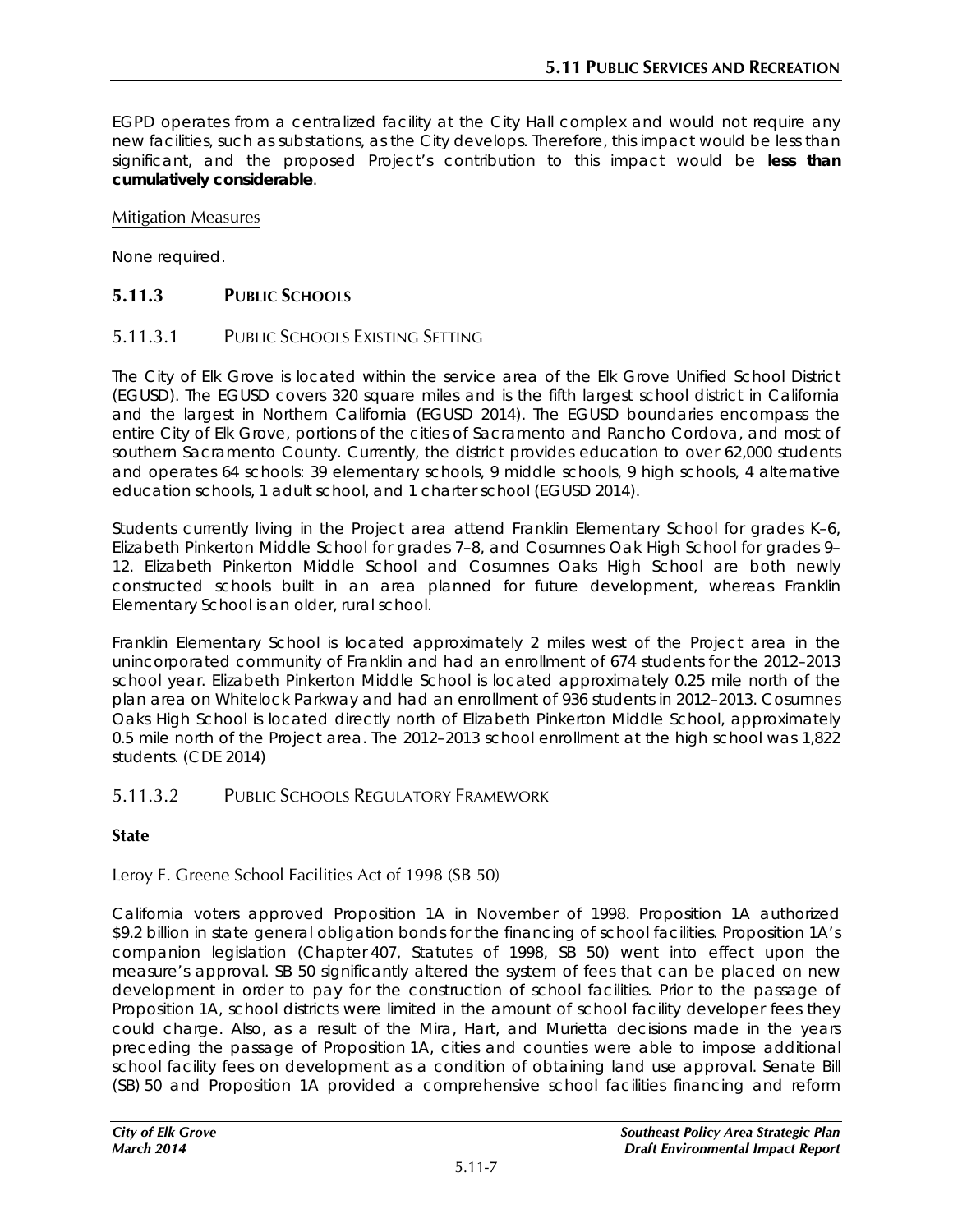EGPD operates from a centralized facility at the City Hall complex and would not require any new facilities, such as substations, as the City develops. Therefore, this impact would be less than significant, and the proposed Project's contribution to this impact would be **less than cumulatively considerable**.

Mitigation Measures

None required.

## 5.11.3 Public Schools

### 5.11.3.1 Public Schools Existing Setting

The City of Elk Grove is located within the service area of the Elk Grove Unified School District (EGUSD). The EGUSD covers 320 square miles and is the fifth largest school district in California and the largest in Northern California (EGUSD 2014). The EGUSD boundaries encompass the entire City of Elk Grove, portions of the cities of Sacramento and Rancho Cordova, and most of southern Sacramento County. Currently, the district provides education to over 62,000 students and operates 64 schools: 39 elementary schools, 9 middle schools, 9 high schools, 4 alternative education schools, 1 adult school, and 1 charter school (EGUSD 2014).

Students currently living in the Project area attend Franklin Elementary School for grades K–6, Elizabeth Pinkerton Middle School for grades 7–8, and Cosumnes Oak High School for grades 9–12. Elizabeth Pinkerton Middle School and Cosumnes Oaks High School are both newly constructed schools built in an area planned for future development, whereas Franklin Elementary School is an older, rural school.

Franklin Elementary School is located approximately 2 miles west of the Project area in the unincorporated community of Franklin and had an enrollment of 674 students for the 2012–2013 school year. Elizabeth Pinkerton Middle School is located approximately 0.25 mile north of the plan area on Whitelock Parkway and had an enrollment of 936 students in 2012–2013. Cosumnes Oaks High School is located directly north of Elizabeth Pinkerton Middle School, approximately 0.5 mile north of the Project area. The 2012–2013 school enrollment at the high school was 1,822 students. (CDE 2014)

### 5.11.3.2 Public Schools Regulatory Framework

**State**

Leroy F. Greene School Facilities Act of 1998 (SB 50)

California voters approved Proposition 1A in November of 1998. Proposition 1A authorized $9.2 billion in state general obligation bonds for the financing of school facilities. Proposition 1A's companion legislation (Chapter 407, Statutes of 1998, SB 50) went into effect upon the measure's approval. SB 50 significantly altered the system of fees that can be placed on new development in order to pay for the construction of school facilities. Prior to the passage of Proposition 1A, school districts were limited in the amount of school facility developer fees they could charge. Also, as a result of the Mira, Hart, and Murietta decisions made in the years preceding the passage of Proposition 1A, cities and counties were able to impose additional school facility fees on development as a condition of obtaining land use approval. Senate Bill (SB) 50 and Proposition 1A provided a comprehensive school facilities financing and reform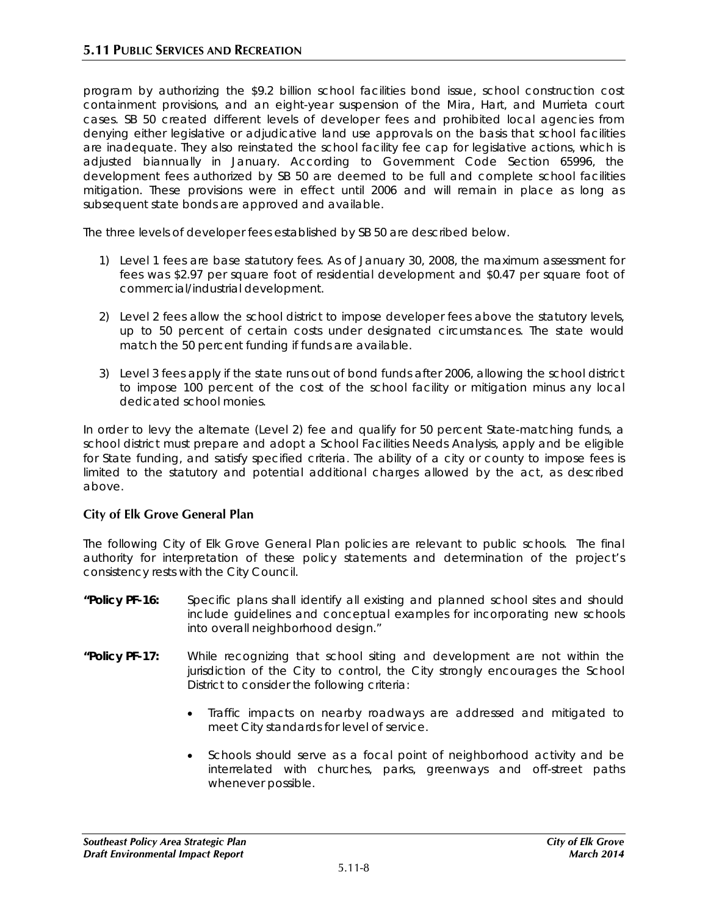program by authorizing the $9.2 billion school facilities bond issue, school construction cost containment provisions, and an eight-year suspension of the Mira, Hart, and Murrieta court cases. SB 50 created different levels of developer fees and prohibited local agencies from denying either legislative or adjudicative land use approvals on the basis that school facilities are inadequate. They also reinstated the school facility fee cap for legislative actions, which is adjusted biannually in January. According to Government Code Section 65996, the development fees authorized by SB 50 are deemed to be full and complete school facilities mitigation. These provisions were in effect until 2006 and will remain in place as long as subsequent state bonds are approved and available.

The three levels of developer fees established by SB 50 are described below.

1) Level 1 fees are base statutory fees. As of January 30, 2008, the maximum assessment for fees was $2.97 per square foot of residential development and $0.47 per square foot of commercial/industrial development.

2) Level 2 fees allow the school district to impose developer fees above the statutory levels, up to 50 percent of certain costs under designated circumstances. The state would match the 50 percent funding if funds are available.

3) Level 3 fees apply if the state runs out of bond funds after 2006, allowing the school district to impose 100 percent of the cost of the school facility or mitigation minus any local dedicated school monies.

In order to levy the alternate (Level 2) fee and qualify for 50 percent State-matching funds, a school district must prepare and adopt a School Facilities Needs Analysis, apply and be eligible for State funding, and satisfy specified criteria. The ability of a city or county to impose fees is limited to the statutory and potential additional charges allowed by the act, as described above.

### City of Elk Grove General Plan

The following City of Elk Grove General Plan policies are relevant to public schools. The final authority for interpretation of these policy statements and determination of the project's consistency rests with the City Council.

**"Policy PF-16:** Specific plans shall identify all existing and planned school sites and should include guidelines and conceptual examples for incorporating new schools into overall neighborhood design."

**"Policy PF-17:** While recognizing that school siting and development are not within the jurisdiction of the City to control, the City strongly encourages the School District to consider the following criteria:

- Traffic impacts on nearby roadways are addressed and mitigated to meet City standards for level of service.
- Schools should serve as a focal point of neighborhood activity and be interrelated with churches, parks, greenways and off-street paths whenever possible.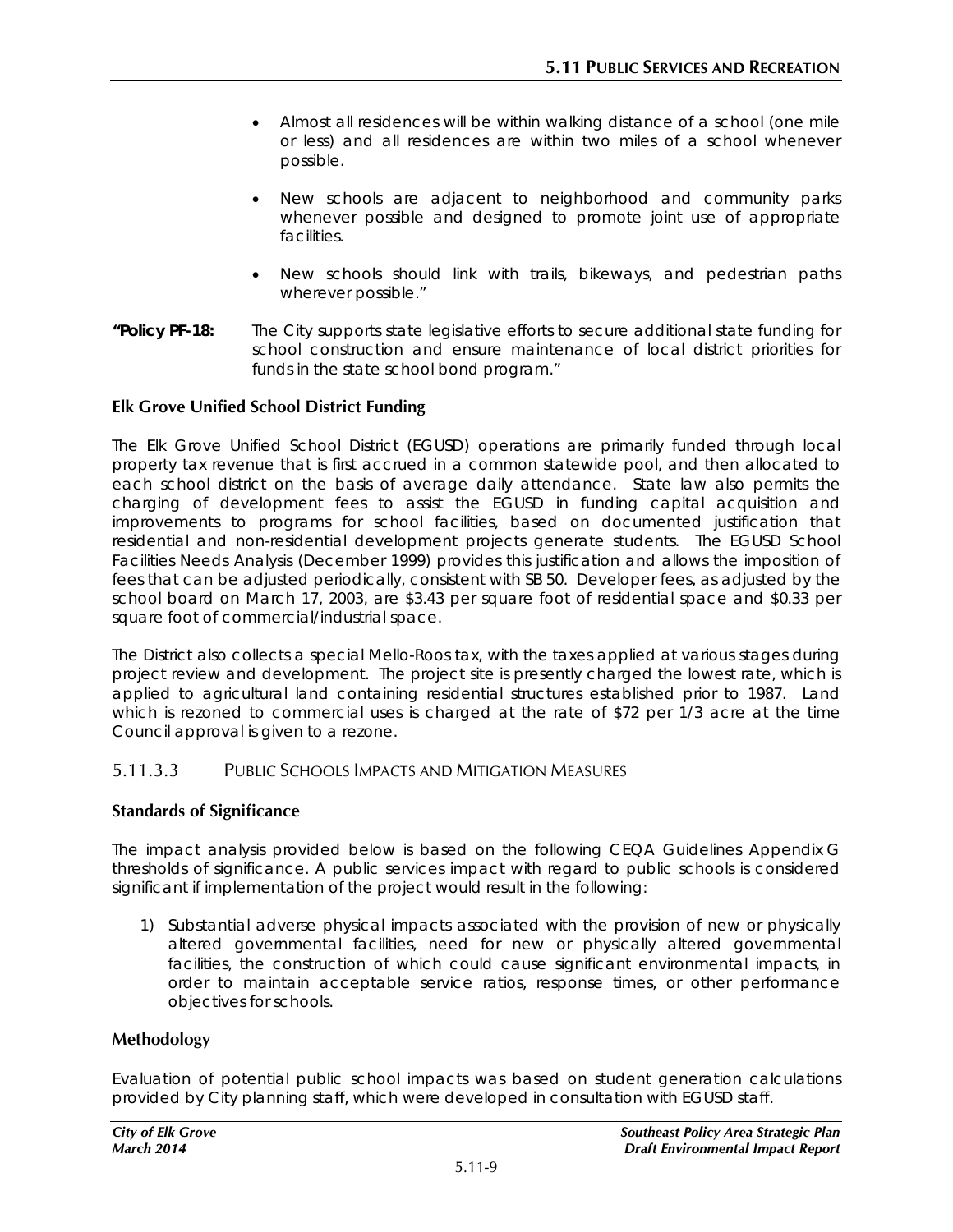- Almost all residences will be within walking distance of a school (one mile or less) and all residences are within two miles of a school whenever possible.

- New schools are adjacent to neighborhood and community parks whenever possible and designed to promote joint use of appropriate facilities.

- New schools should link with trails, bikeways, and pedestrian paths wherever possible."

**"Policy PF-18:** The City supports state legislative efforts to secure additional state funding for school construction and ensure maintenance of local district priorities for funds in the state school bond program."

### Elk Grove Unified School District Funding

The Elk Grove Unified School District (EGUSD) operations are primarily funded through local property tax revenue that is first accrued in a common statewide pool, and then allocated to each school district on the basis of average daily attendance. State law also permits the charging of development fees to assist the EGUSD in funding capital acquisition and improvements to programs for school facilities, based on documented justification that residential and non-residential development projects generate students. The EGUSD School Facilities Needs Analysis (December 1999) provides this justification and allows the imposition of fees that can be adjusted periodically, consistent with SB 50. Developer fees, as adjusted by the school board on March 17, 2003, are $3.43 per square foot of residential space and $0.33 per square foot of commercial/industrial space.

The District also collects a special Mello-Roos tax, with the taxes applied at various stages during project review and development. The project site is presently charged the lowest rate, which is applied to agricultural land containing residential structures established prior to 1987. Land which is rezoned to commercial uses is charged at the rate of $72 per 1/3 acre at the time Council approval is given to a rezone.

## 5.11.3.3 Public Schools Impacts and Mitigation Measures

### Standards of Significance

The impact analysis provided below is based on the following CEQA Guidelines Appendix G thresholds of significance. A public services impact with regard to public schools is considered significant if implementation of the project would result in the following:

1) Substantial adverse physical impacts associated with the provision of new or physically altered governmental facilities, need for new or physically altered governmental facilities, the construction of which could cause significant environmental impacts, in order to maintain acceptable service ratios, response times, or other performance objectives for schools.

### Methodology

Evaluation of potential public school impacts was based on student generation calculations provided by City planning staff, which were developed in consultation with EGUSD staff.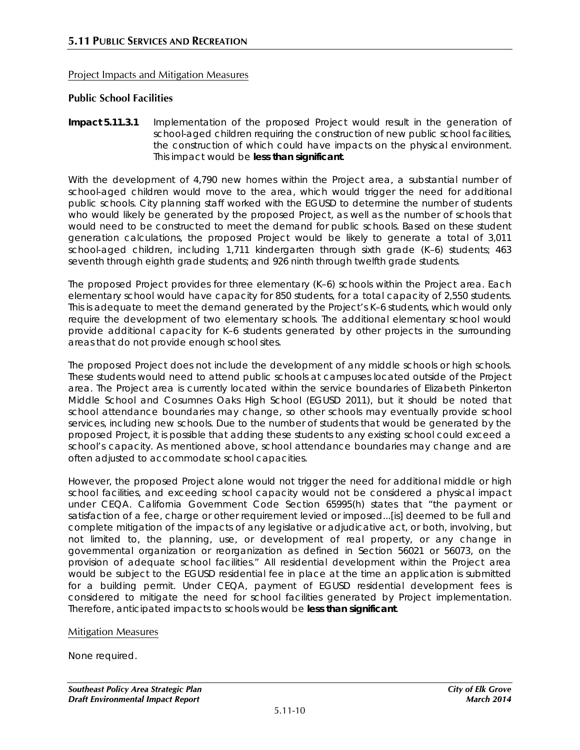Project Impacts and Mitigation Measures

**Public School Facilities**

**Impact 5.11.3.1** Implementation of the proposed Project would result in the generation of school-aged children requiring the construction of new public school facilities, the construction of which could have impacts on the physical environment. This impact would be **less than significant**.

With the development of 4,790 new homes within the Project area, a substantial number of school-aged children would move to the area, which would trigger the need for additional public schools. City planning staff worked with the EGUSD to determine the number of students who would likely be generated by the proposed Project, as well as the number of schools that would need to be constructed to meet the demand for public schools. Based on these student generation calculations, the proposed Project would be likely to generate a total of 3,011 school-aged children, including 1,711 kindergarten through sixth grade (K–6) students; 463 seventh through eighth grade students; and 926 ninth through twelfth grade students.

The proposed Project provides for three elementary (K–6) schools within the Project area. Each elementary school would have capacity for 850 students, for a total capacity of 2,550 students. This is adequate to meet the demand generated by the Project's K–6 students, which would only require the development of two elementary schools. The additional elementary school would provide additional capacity for K–6 students generated by other projects in the surrounding areas that do not provide enough school sites.

The proposed Project does not include the development of any middle schools or high schools. These students would need to attend public schools at campuses located outside of the Project area. The Project area is currently located within the service boundaries of Elizabeth Pinkerton Middle School and Cosumnes Oaks High School (EGUSD 2011), but it should be noted that school attendance boundaries may change, so other schools may eventually provide school services, including new schools. Due to the number of students that would be generated by the proposed Project, it is possible that adding these students to any existing school could exceed a school's capacity. As mentioned above, school attendance boundaries may change and are often adjusted to accommodate school capacities.

However, the proposed Project alone would not trigger the need for additional middle or high school facilities, and exceeding school capacity would not be considered a physical impact under CEQA. California Government Code Section 65995(h) states that "the payment or satisfaction of a fee, charge or other requirement levied or imposed...[is] deemed to be full and complete mitigation of the impacts of any legislative or adjudicative act, or both, involving, but not limited to, the planning, use, or development of real property, or any change in governmental organization or reorganization as defined in Section 56021 or 56073, on the provision of adequate school facilities." All residential development within the Project area would be subject to the EGUSD residential fee in place at the time an application is submitted for a building permit. Under CEQA, payment of EGUSD residential development fees is considered to mitigate the need for school facilities generated by Project implementation. Therefore, anticipated impacts to schools would be **less than significant**.

Mitigation Measures

None required.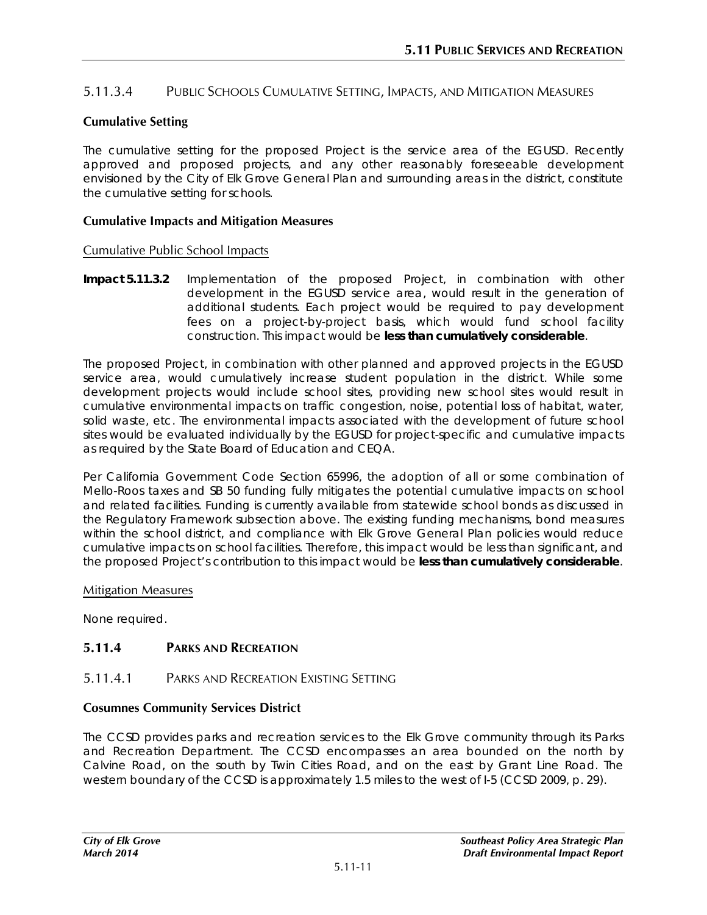### 5.11.3.4 Public Schools Cumulative Setting, Impacts, and Mitigation Measures

**Cumulative Setting**

The cumulative setting for the proposed Project is the service area of the EGUSD. Recently approved and proposed projects, and any other reasonably foreseeable development envisioned by the City of Elk Grove General Plan and surrounding areas in the district, constitute the cumulative setting for schools.

**Cumulative Impacts and Mitigation Measures**

Cumulative Public School Impacts

**Impact 5.11.3.2** Implementation of the proposed Project, in combination with other development in the EGUSD service area, would result in the generation of additional students. Each project would be required to pay development fees on a project-by-project basis, which would fund school facility construction. This impact would be **less than cumulatively considerable**.

The proposed Project, in combination with other planned and approved projects in the EGUSD service area, would cumulatively increase student population in the district. While some development projects would include school sites, providing new school sites would result in cumulative environmental impacts on traffic congestion, noise, potential loss of habitat, water, solid waste, etc. The environmental impacts associated with the development of future school sites would be evaluated individually by the EGUSD for project-specific and cumulative impacts as required by the State Board of Education and CEQA.

Per California Government Code Section 65996, the adoption of all or some combination of Mello-Roos taxes and SB 50 funding fully mitigates the potential cumulative impacts on school and related facilities. Funding is currently available from statewide school bonds as discussed in the Regulatory Framework subsection above. The existing funding mechanisms, bond measures within the school district, and compliance with Elk Grove General Plan policies would reduce cumulative impacts on school facilities. Therefore, this impact would be less than significant, and the proposed Project's contribution to this impact would be **less than cumulatively considerable**.

Mitigation Measures

None required.

## 5.11.4 Parks and Recreation

### 5.11.4.1 Parks and Recreation Existing Setting

**Cosumnes Community Services District**

The CCSD provides parks and recreation services to the Elk Grove community through its Parks and Recreation Department. The CCSD encompasses an area bounded on the north by Calvine Road, on the south by Twin Cities Road, and on the east by Grant Line Road. The western boundary of the CCSD is approximately 1.5 miles to the west of I-5 (CCSD 2009, p. 29).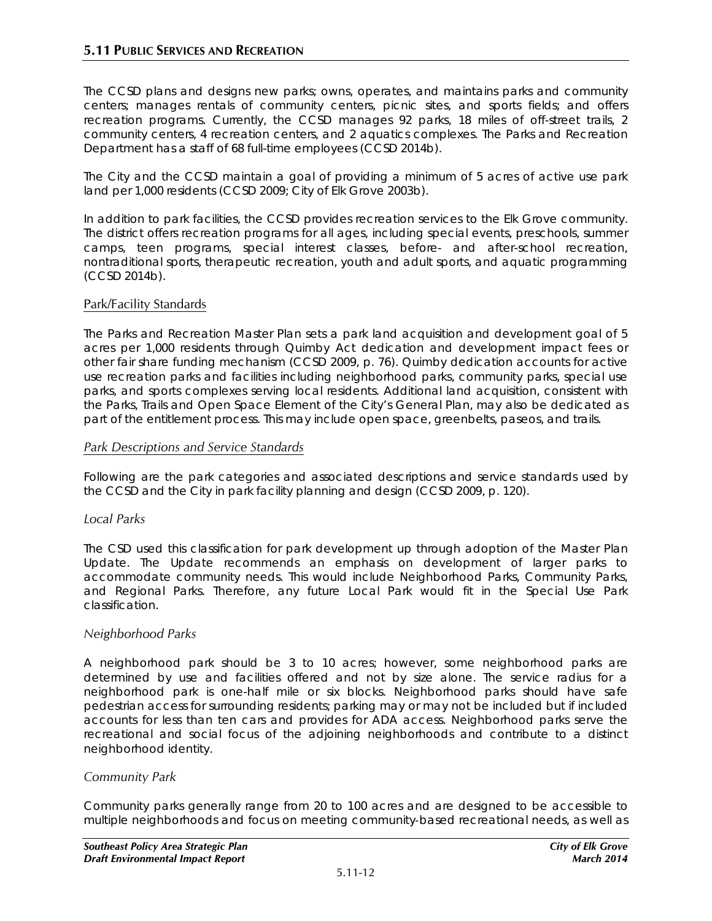The CCSD plans and designs new parks; owns, operates, and maintains parks and community centers; manages rentals of community centers, picnic sites, and sports fields; and offers recreation programs. Currently, the CCSD manages 92 parks, 18 miles of off-street trails, 2 community centers, 4 recreation centers, and 2 aquatics complexes. The Parks and Recreation Department has a staff of 68 full-time employees (CCSD 2014b).

The City and the CCSD maintain a goal of providing a minimum of 5 acres of active use park land per 1,000 residents (CCSD 2009; City of Elk Grove 2003b).

In addition to park facilities, the CCSD provides recreation services to the Elk Grove community. The district offers recreation programs for all ages, including special events, preschools, summer camps, teen programs, special interest classes, before- and after-school recreation, nontraditional sports, therapeutic recreation, youth and adult sports, and aquatic programming (CCSD 2014b).

### Park/Facility Standards

The Parks and Recreation Master Plan sets a park land acquisition and development goal of 5 acres per 1,000 residents through Quimby Act dedication and development impact fees or other fair share funding mechanism (CCSD 2009, p. 76). Quimby dedication accounts for active use recreation parks and facilities including neighborhood parks, community parks, special use parks, and sports complexes serving local residents. Additional land acquisition, consistent with the Parks, Trails and Open Space Element of the City's General Plan, may also be dedicated as part of the entitlement process. This may include open space, greenbelts, paseos, and trails.

#### *Park Descriptions and Service Standards*

Following are the park categories and associated descriptions and service standards used by the CCSD and the City in park facility planning and design (CCSD 2009, p. 120).

##### *Local Parks*

The CSD used this classification for park development up through adoption of the Master Plan Update. The Update recommends an emphasis on development of larger parks to accommodate community needs. This would include Neighborhood Parks, Community Parks, and Regional Parks. Therefore, any future Local Park would fit in the Special Use Park classification.

##### *Neighborhood Parks*

A neighborhood park should be 3 to 10 acres; however, some neighborhood parks are determined by use and facilities offered and not by size alone. The service radius for a neighborhood park is one-half mile or six blocks. Neighborhood parks should have safe pedestrian access for surrounding residents; parking may or may not be included but if included accounts for less than ten cars and provides for ADA access. Neighborhood parks serve the recreational and social focus of the adjoining neighborhoods and contribute to a distinct neighborhood identity.

##### *Community Park*

Community parks generally range from 20 to 100 acres and are designed to be accessible to multiple neighborhoods and focus on meeting community-based recreational needs, as well as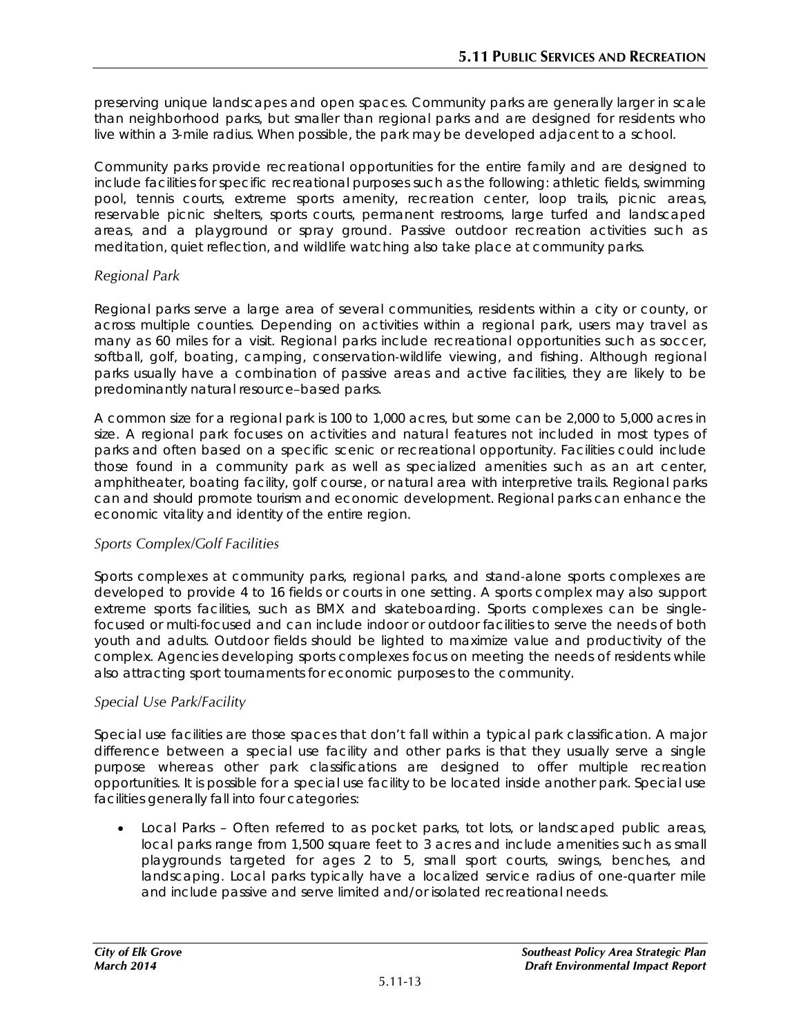preserving unique landscapes and open spaces. Community parks are generally larger in scale than neighborhood parks, but smaller than regional parks and are designed for residents who live within a 3-mile radius. When possible, the park may be developed adjacent to a school.

Community parks provide recreational opportunities for the entire family and are designed to include facilities for specific recreational purposes such as the following: athletic fields, swimming pool, tennis courts, extreme sports amenity, recreation center, loop trails, picnic areas, reservable picnic shelters, sports courts, permanent restrooms, large turfed and landscaped areas, and a playground or spray ground. Passive outdoor recreation activities such as meditation, quiet reflection, and wildlife watching also take place at community parks.

*Regional Park*

Regional parks serve a large area of several communities, residents within a city or county, or across multiple counties. Depending on activities within a regional park, users may travel as many as 60 miles for a visit. Regional parks include recreational opportunities such as soccer, softball, golf, boating, camping, conservation-wildlife viewing, and fishing. Although regional parks usually have a combination of passive areas and active facilities, they are likely to be predominantly natural resource–based parks.

A common size for a regional park is 100 to 1,000 acres, but some can be 2,000 to 5,000 acres in size. A regional park focuses on activities and natural features not included in most types of parks and often based on a specific scenic or recreational opportunity. Facilities could include those found in a community park as well as specialized amenities such as an art center, amphitheater, boating facility, golf course, or natural area with interpretive trails. Regional parks can and should promote tourism and economic development. Regional parks can enhance the economic vitality and identity of the entire region.

*Sports Complex/Golf Facilities*

Sports complexes at community parks, regional parks, and stand-alone sports complexes are developed to provide 4 to 16 fields or courts in one setting. A sports complex may also support extreme sports facilities, such as BMX and skateboarding. Sports complexes can be single-focused or multi-focused and can include indoor or outdoor facilities to serve the needs of both youth and adults. Outdoor fields should be lighted to maximize value and productivity of the complex. Agencies developing sports complexes focus on meeting the needs of residents while also attracting sport tournaments for economic purposes to the community.

*Special Use Park/Facility*

Special use facilities are those spaces that don't fall within a typical park classification. A major difference between a special use facility and other parks is that they usually serve a single purpose whereas other park classifications are designed to offer multiple recreation opportunities. It is possible for a special use facility to be located inside another park. Special use facilities generally fall into four categories:

- Local Parks – Often referred to as pocket parks, tot lots, or landscaped public areas, local parks range from 1,500 square feet to 3 acres and include amenities such as small playgrounds targeted for ages 2 to 5, small sport courts, swings, benches, and landscaping. Local parks typically have a localized service radius of one-quarter mile and include passive and serve limited and/or isolated recreational needs.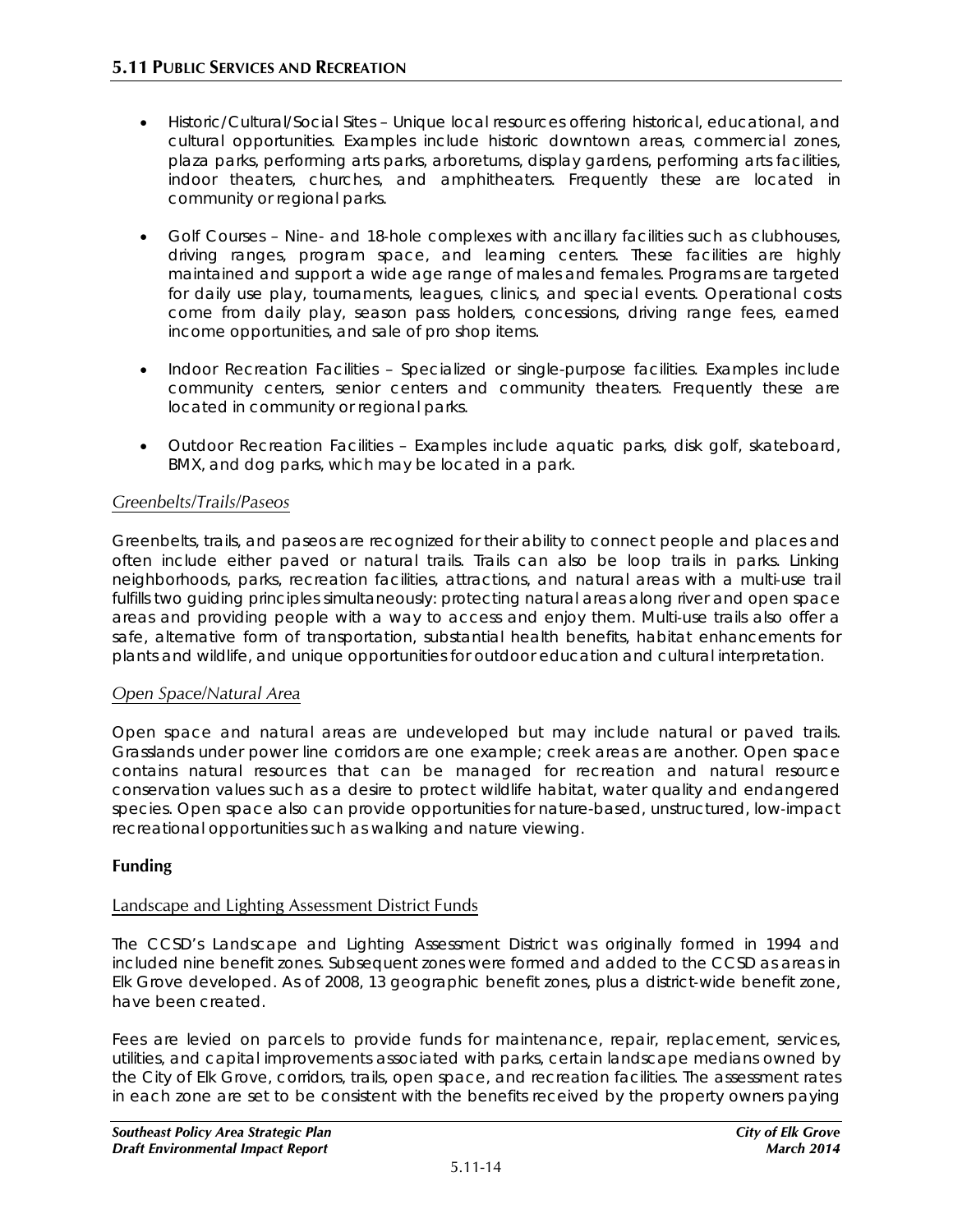- Historic/Cultural/Social Sites – Unique local resources offering historical, educational, and cultural opportunities. Examples include historic downtown areas, commercial zones, plaza parks, performing arts parks, arboretums, display gardens, performing arts facilities, indoor theaters, churches, and amphitheaters. Frequently these are located in community or regional parks.

- Golf Courses – Nine- and 18-hole complexes with ancillary facilities such as clubhouses, driving ranges, program space, and learning centers. These facilities are highly maintained and support a wide age range of males and females. Programs are targeted for daily use play, tournaments, leagues, clinics, and special events. Operational costs come from daily play, season pass holders, concessions, driving range fees, earned income opportunities, and sale of pro shop items.

- Indoor Recreation Facilities – Specialized or single-purpose facilities. Examples include community centers, senior centers and community theaters. Frequently these are located in community or regional parks.

- Outdoor Recreation Facilities – Examples include aquatic parks, disk golf, skateboard, BMX, and dog parks, which may be located in a park.

*Greenbelts/Trails/Paseos*

Greenbelts, trails, and paseos are recognized for their ability to connect people and places and often include either paved or natural trails. Trails can also be loop trails in parks. Linking neighborhoods, parks, recreation facilities, attractions, and natural areas with a multi-use trail fulfills two guiding principles simultaneously: protecting natural areas along river and open space areas and providing people with a way to access and enjoy them. Multi-use trails also offer a safe, alternative form of transportation, substantial health benefits, habitat enhancements for plants and wildlife, and unique opportunities for outdoor education and cultural interpretation.

*Open Space/Natural Area*

Open space and natural areas are undeveloped but may include natural or paved trails. Grasslands under power line corridors are one example; creek areas are another. Open space contains natural resources that can be managed for recreation and natural resource conservation values such as a desire to protect wildlife habitat, water quality and endangered species. Open space also can provide opportunities for nature-based, unstructured, low-impact recreational opportunities such as walking and nature viewing.

**Funding**

Landscape and Lighting Assessment District Funds

The CCSD's Landscape and Lighting Assessment District was originally formed in 1994 and included nine benefit zones. Subsequent zones were formed and added to the CCSD as areas in Elk Grove developed. As of 2008, 13 geographic benefit zones, plus a district-wide benefit zone, have been created.

Fees are levied on parcels to provide funds for maintenance, repair, replacement, services, utilities, and capital improvements associated with parks, certain landscape medians owned by the City of Elk Grove, corridors, trails, open space, and recreation facilities. The assessment rates in each zone are set to be consistent with the benefits received by the property owners paying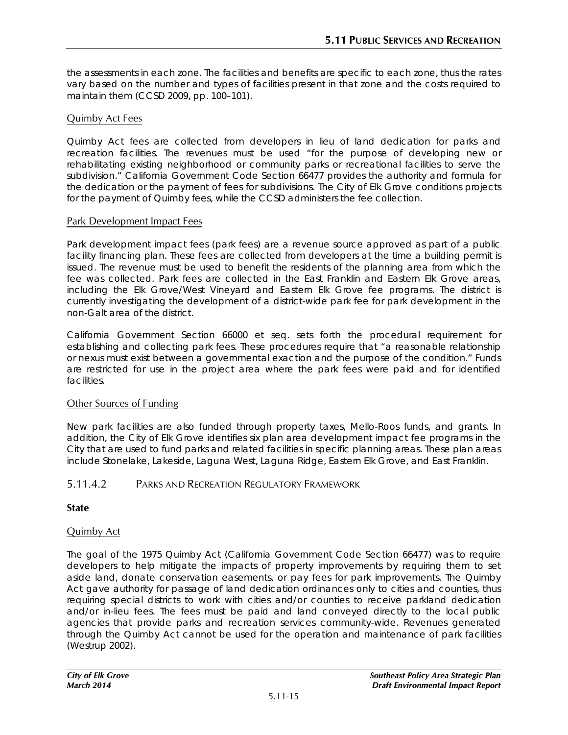the assessments in each zone. The facilities and benefits are specific to each zone, thus the rates vary based on the number and types of facilities present in that zone and the costs required to maintain them (CCSD 2009, pp. 100–101).

#### Quimby Act Fees

Quimby Act fees are collected from developers in lieu of land dedication for parks and recreation facilities. The revenues must be used "for the purpose of developing new or rehabilitating existing neighborhood or community parks or recreational facilities to serve the subdivision." California Government Code Section 66477 provides the authority and formula for the dedication or the payment of fees for subdivisions. The City of Elk Grove conditions projects for the payment of Quimby fees, while the CCSD administers the fee collection.

#### Park Development Impact Fees

Park development impact fees (park fees) are a revenue source approved as part of a public facility financing plan. These fees are collected from developers at the time a building permit is issued. The revenue must be used to benefit the residents of the planning area from which the fee was collected. Park fees are collected in the East Franklin and Eastern Elk Grove areas, including the Elk Grove/West Vineyard and Eastern Elk Grove fee programs. The district is currently investigating the development of a district-wide park fee for park development in the non-Galt area of the district.

California Government Section 66000 et seq. sets forth the procedural requirement for establishing and collecting park fees. These procedures require that "a reasonable relationship or nexus must exist between a governmental exaction and the purpose of the condition." Funds are restricted for use in the project area where the park fees were paid and for identified facilities.

#### Other Sources of Funding

New park facilities are also funded through property taxes, Mello-Roos funds, and grants. In addition, the City of Elk Grove identifies six plan area development impact fee programs in the City that are used to fund parks and related facilities in specific planning areas. These plan areas include Stonelake, Lakeside, Laguna West, Laguna Ridge, Eastern Elk Grove, and East Franklin.

## 5.11.4.2 Parks and Recreation Regulatory Framework

### State

#### Quimby Act

The goal of the 1975 Quimby Act (California Government Code Section 66477) was to require developers to help mitigate the impacts of property improvements by requiring them to set aside land, donate conservation easements, or pay fees for park improvements. The Quimby Act gave authority for passage of land dedication ordinances only to cities and counties, thus requiring special districts to work with cities and/or counties to receive parkland dedication and/or in-lieu fees. The fees must be paid and land conveyed directly to the local public agencies that provide parks and recreation services community-wide. Revenues generated through the Quimby Act cannot be used for the operation and maintenance of park facilities (Westrup 2002).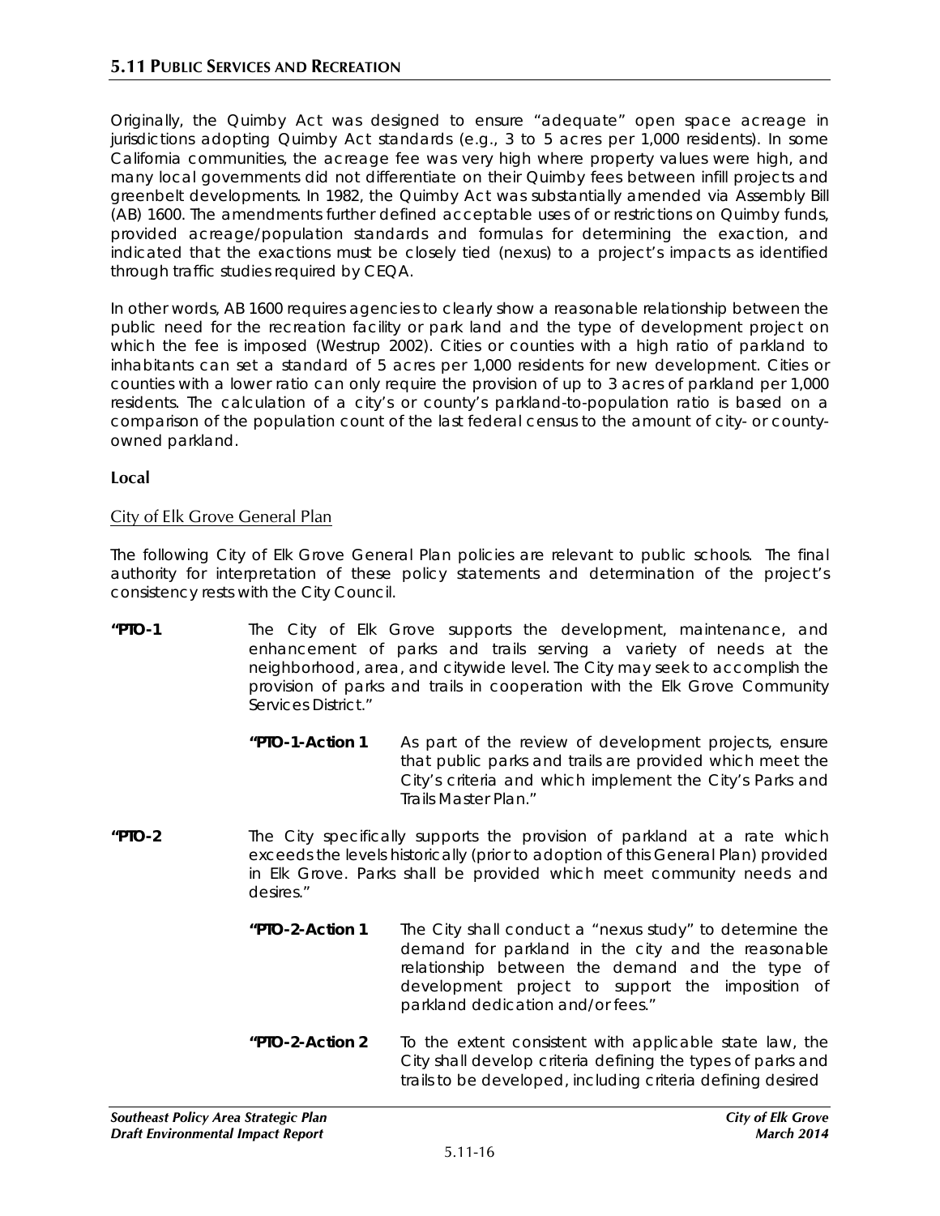Originally, the Quimby Act was designed to ensure "adequate" open space acreage in jurisdictions adopting Quimby Act standards (e.g., 3 to 5 acres per 1,000 residents). In some California communities, the acreage fee was very high where property values were high, and many local governments did not differentiate on their Quimby fees between infill projects and greenbelt developments. In 1982, the Quimby Act was substantially amended via Assembly Bill (AB) 1600. The amendments further defined acceptable uses of or restrictions on Quimby funds, provided acreage/population standards and formulas for determining the exaction, and indicated that the exactions must be closely tied (nexus) to a project's impacts as identified through traffic studies required by CEQA.

In other words, AB 1600 requires agencies to clearly show a reasonable relationship between the public need for the recreation facility or park land and the type of development project on which the fee is imposed (Westrup 2002). Cities or counties with a high ratio of parkland to inhabitants can set a standard of 5 acres per 1,000 residents for new development. Cities or counties with a lower ratio can only require the provision of up to 3 acres of parkland per 1,000 residents. The calculation of a city's or county's parkland-to-population ratio is based on a comparison of the population count of the last federal census to the amount of city- or county-owned parkland.

### Local

#### City of Elk Grove General Plan

The following City of Elk Grove General Plan policies are relevant to public schools. The final authority for interpretation of these policy statements and determination of the project's consistency rests with the City Council.

**"PTO-1** The City of Elk Grove supports the development, maintenance, and enhancement of parks and trails serving a variety of needs at the neighborhood, area, and citywide level. The City may seek to accomplish the provision of parks and trails in cooperation with the Elk Grove Community Services District."

> **"PTO-1-Action 1** As part of the review of development projects, ensure that public parks and trails are provided which meet the City's criteria and which implement the City's Parks and Trails Master Plan."

**"PTO-2** The City specifically supports the provision of parkland at a rate which exceeds the levels historically (prior to adoption of this General Plan) provided in Elk Grove. Parks shall be provided which meet community needs and desires."

> **"PTO-2-Action 1** The City shall conduct a "nexus study" to determine the demand for parkland in the city and the reasonable relationship between the demand and the type of development project to support the imposition of parkland dedication and/or fees."
>
> **"PTO-2-Action 2** To the extent consistent with applicable state law, the City shall develop criteria defining the types of parks and trails to be developed, including criteria defining desired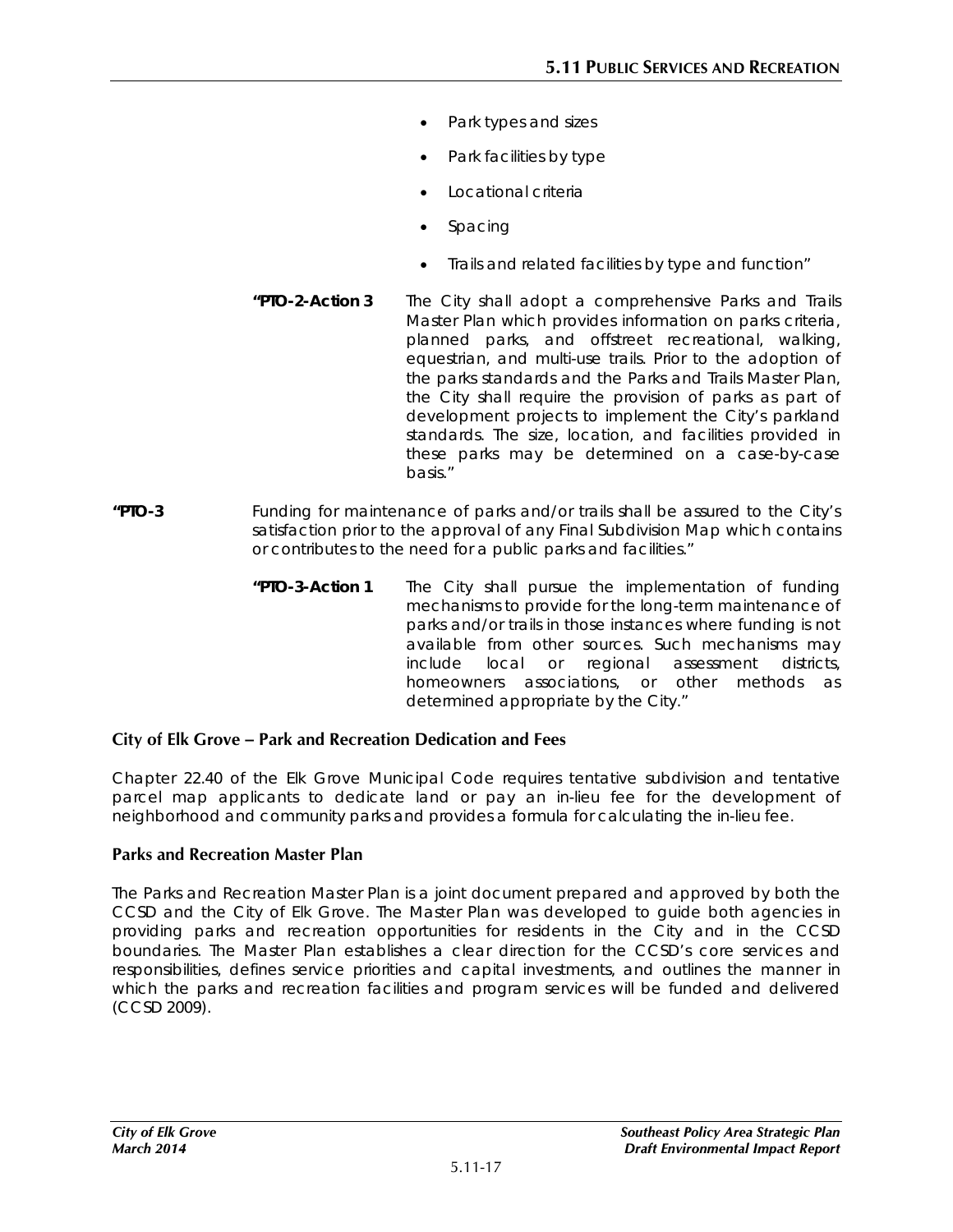- Park types and sizes
- Park facilities by type
- Locational criteria
- Spacing
- Trails and related facilities by type and function"

**"PTO-2-Action 3** The City shall adopt a comprehensive Parks and Trails Master Plan which provides information on parks criteria, planned parks, and offstreet recreational, walking, equestrian, and multi-use trails. Prior to the adoption of the parks standards and the Parks and Trails Master Plan, the City shall require the provision of parks as part of development projects to implement the City's parkland standards. The size, location, and facilities provided in these parks may be determined on a case-by-case basis."

**"PTO-3** Funding for maintenance of parks and/or trails shall be assured to the City's satisfaction prior to the approval of any Final Subdivision Map which contains or contributes to the need for a public parks and facilities."

**"PTO-3-Action 1** The City shall pursue the implementation of funding mechanisms to provide for the long-term maintenance of parks and/or trails in those instances where funding is not available from other sources. Such mechanisms may include local or regional assessment districts, homeowners associations, or other methods as determined appropriate by the City."

### City of Elk Grove – Park and Recreation Dedication and Fees

Chapter 22.40 of the Elk Grove Municipal Code requires tentative subdivision and tentative parcel map applicants to dedicate land or pay an in-lieu fee for the development of neighborhood and community parks and provides a formula for calculating the in-lieu fee.

### Parks and Recreation Master Plan

The Parks and Recreation Master Plan is a joint document prepared and approved by both the CCSD and the City of Elk Grove. The Master Plan was developed to guide both agencies in providing parks and recreation opportunities for residents in the City and in the CCSD boundaries. The Master Plan establishes a clear direction for the CCSD's core services and responsibilities, defines service priorities and capital investments, and outlines the manner in which the parks and recreation facilities and program services will be funded and delivered (CCSD 2009).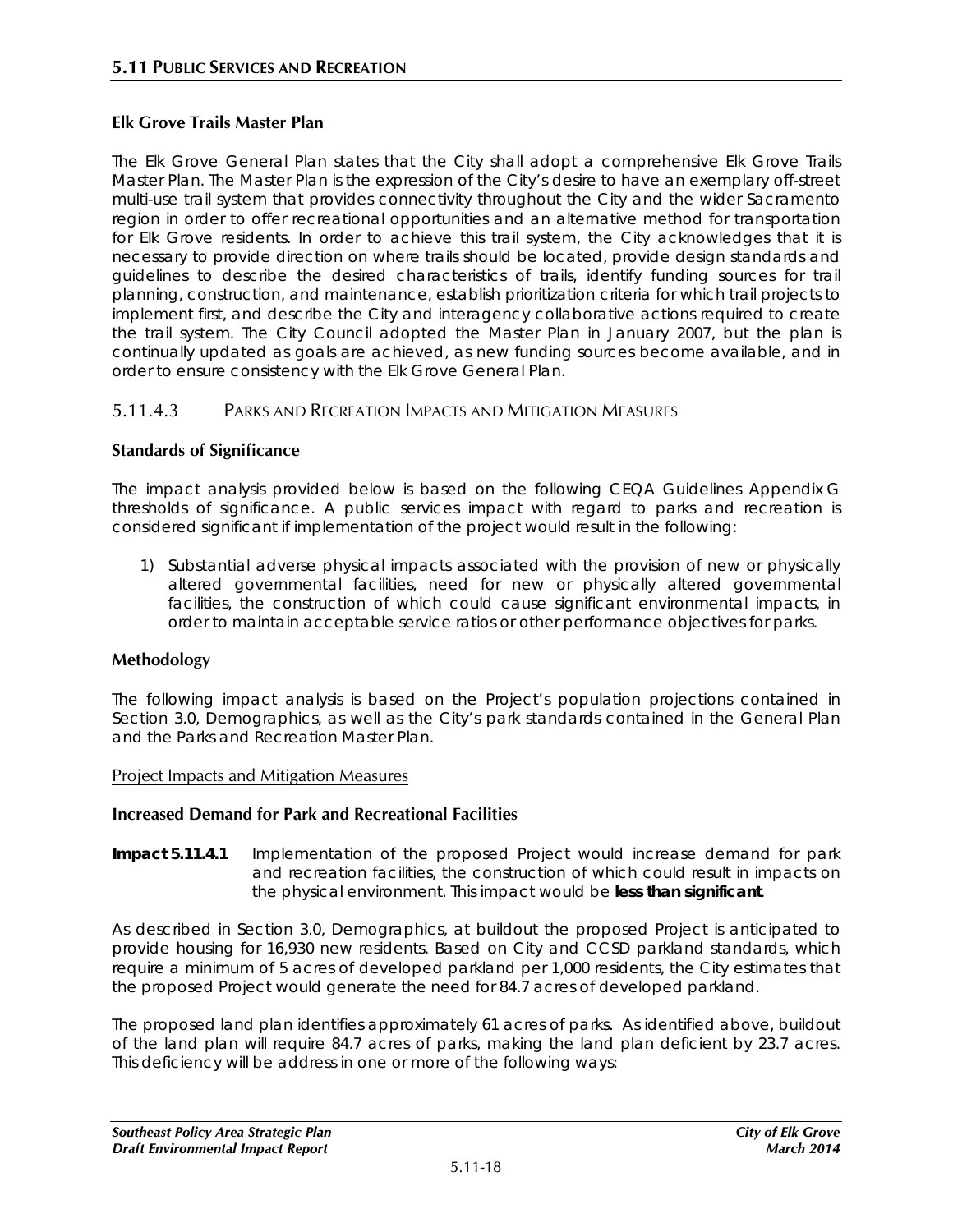**Elk Grove Trails Master Plan**

The Elk Grove General Plan states that the City shall adopt a comprehensive Elk Grove Trails Master Plan. The Master Plan is the expression of the City's desire to have an exemplary off-street multi-use trail system that provides connectivity throughout the City and the wider Sacramento region in order to offer recreational opportunities and an alternative method for transportation for Elk Grove residents. In order to achieve this trail system, the City acknowledges that it is necessary to provide direction on where trails should be located, provide design standards and guidelines to describe the desired characteristics of trails, identify funding sources for trail planning, construction, and maintenance, establish prioritization criteria for which trail projects to implement first, and describe the City and interagency collaborative actions required to create the trail system. The City Council adopted the Master Plan in January 2007, but the plan is continually updated as goals are achieved, as new funding sources become available, and in order to ensure consistency with the Elk Grove General Plan.

## 5.11.4.3 Parks and Recreation Impacts and Mitigation Measures

**Standards of Significance**

The impact analysis provided below is based on the following CEQA Guidelines Appendix G thresholds of significance. A public services impact with regard to parks and recreation is considered significant if implementation of the project would result in the following:

1) Substantial adverse physical impacts associated with the provision of new or physically altered governmental facilities, need for new or physically altered governmental facilities, the construction of which could cause significant environmental impacts, in order to maintain acceptable service ratios or other performance objectives for parks.

**Methodology**

The following impact analysis is based on the Project's population projections contained in Section 3.0, Demographics, as well as the City's park standards contained in the General Plan and the Parks and Recreation Master Plan.

Project Impacts and Mitigation Measures

**Increased Demand for Park and Recreational Facilities**

**Impact 5.11.4.1** Implementation of the proposed Project would increase demand for park and recreation facilities, the construction of which could result in impacts on the physical environment. This impact would be **less than significant**.

As described in Section 3.0, Demographics, at buildout the proposed Project is anticipated to provide housing for 16,930 new residents. Based on City and CCSD parkland standards, which require a minimum of 5 acres of developed parkland per 1,000 residents, the City estimates that the proposed Project would generate the need for 84.7 acres of developed parkland.

The proposed land plan identifies approximately 61 acres of parks. As identified above, buildout of the land plan will require 84.7 acres of parks, making the land plan deficient by 23.7 acres. This deficiency will be address in one or more of the following ways: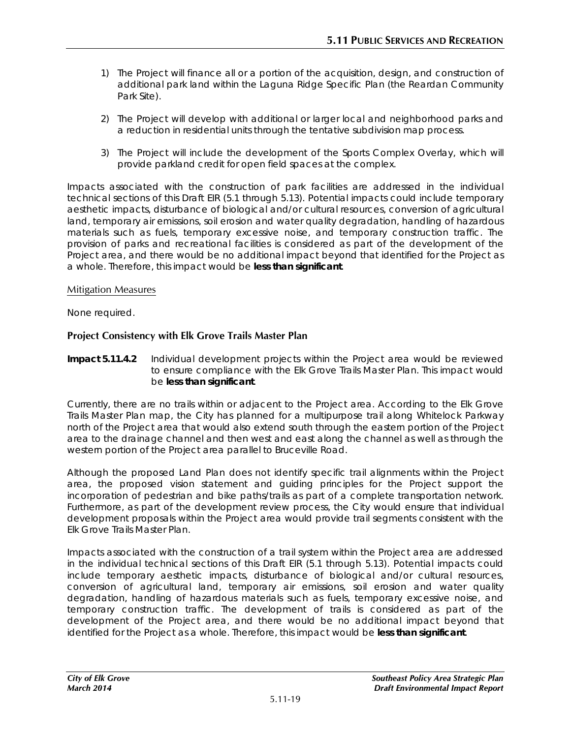1) The Project will finance all or a portion of the acquisition, design, and construction of additional park land within the Laguna Ridge Specific Plan (the Reardan Community Park Site).

2) The Project will develop with additional or larger local and neighborhood parks and a reduction in residential units through the tentative subdivision map process.

3) The Project will include the development of the Sports Complex Overlay, which will provide parkland credit for open field spaces at the complex.

Impacts associated with the construction of park facilities are addressed in the individual technical sections of this Draft EIR (5.1 through 5.13). Potential impacts could include temporary aesthetic impacts, disturbance of biological and/or cultural resources, conversion of agricultural land, temporary air emissions, soil erosion and water quality degradation, handling of hazardous materials such as fuels, temporary excessive noise, and temporary construction traffic. The provision of parks and recreational facilities is considered as part of the development of the Project area, and there would be no additional impact beyond that identified for the Project as a whole. Therefore, this impact would be **less than significant**.

Mitigation Measures

None required.

### Project Consistency with Elk Grove Trails Master Plan

**Impact 5.11.4.2** Individual development projects within the Project area would be reviewed to ensure compliance with the Elk Grove Trails Master Plan. This impact would be **less than significant**.

Currently, there are no trails within or adjacent to the Project area. According to the Elk Grove Trails Master Plan map, the City has planned for a multipurpose trail along Whitelock Parkway north of the Project area that would also extend south through the eastern portion of the Project area to the drainage channel and then west and east along the channel as well as through the western portion of the Project area parallel to Bruceville Road.

Although the proposed Land Plan does not identify specific trail alignments within the Project area, the proposed vision statement and guiding principles for the Project support the incorporation of pedestrian and bike paths/trails as part of a complete transportation network. Furthermore, as part of the development review process, the City would ensure that individual development proposals within the Project area would provide trail segments consistent with the Elk Grove Trails Master Plan.

Impacts associated with the construction of a trail system within the Project area are addressed in the individual technical sections of this Draft EIR (5.1 through 5.13). Potential impacts could include temporary aesthetic impacts, disturbance of biological and/or cultural resources, conversion of agricultural land, temporary air emissions, soil erosion and water quality degradation, handling of hazardous materials such as fuels, temporary excessive noise, and temporary construction traffic. The development of trails is considered as part of the development of the Project area, and there would be no additional impact beyond that identified for the Project as a whole. Therefore, this impact would be **less than significant**.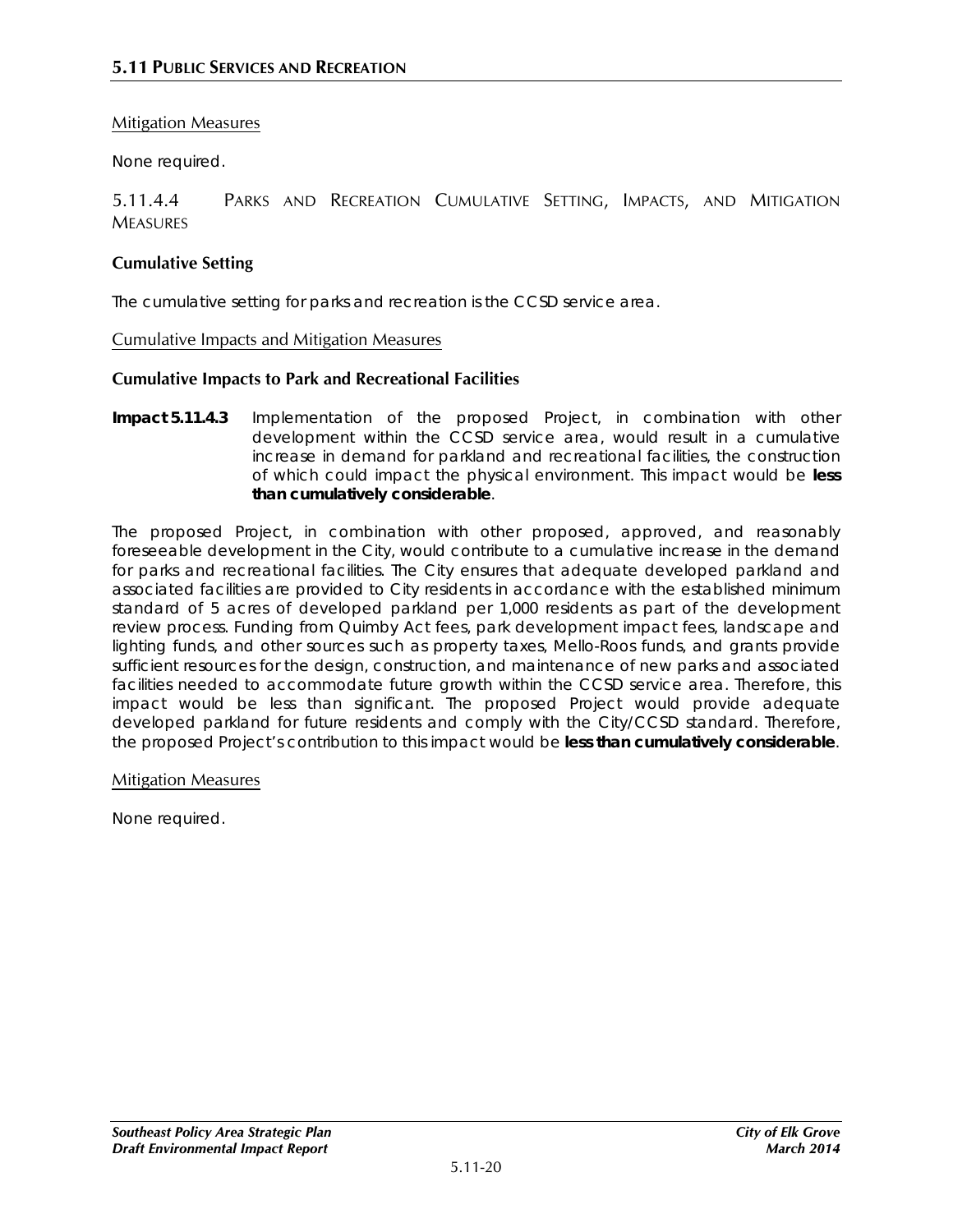Mitigation Measures

None required.

### 5.11.4.4 Parks and Recreation Cumulative Setting, Impacts, and Mitigation Measures

**Cumulative Setting**

The cumulative setting for parks and recreation is the CCSD service area.

Cumulative Impacts and Mitigation Measures

**Cumulative Impacts to Park and Recreational Facilities**

**Impact 5.11.4.3** Implementation of the proposed Project, in combination with other development within the CCSD service area, would result in a cumulative increase in demand for parkland and recreational facilities, the construction of which could impact the physical environment. This impact would be **less than cumulatively considerable**.

The proposed Project, in combination with other proposed, approved, and reasonably foreseeable development in the City, would contribute to a cumulative increase in the demand for parks and recreational facilities. The City ensures that adequate developed parkland and associated facilities are provided to City residents in accordance with the established minimum standard of 5 acres of developed parkland per 1,000 residents as part of the development review process. Funding from Quimby Act fees, park development impact fees, landscape and lighting funds, and other sources such as property taxes, Mello-Roos funds, and grants provide sufficient resources for the design, construction, and maintenance of new parks and associated facilities needed to accommodate future growth within the CCSD service area. Therefore, this impact would be less than significant. The proposed Project would provide adequate developed parkland for future residents and comply with the City/CCSD standard. Therefore, the proposed Project's contribution to this impact would be **less than cumulatively considerable**.

Mitigation Measures

None required.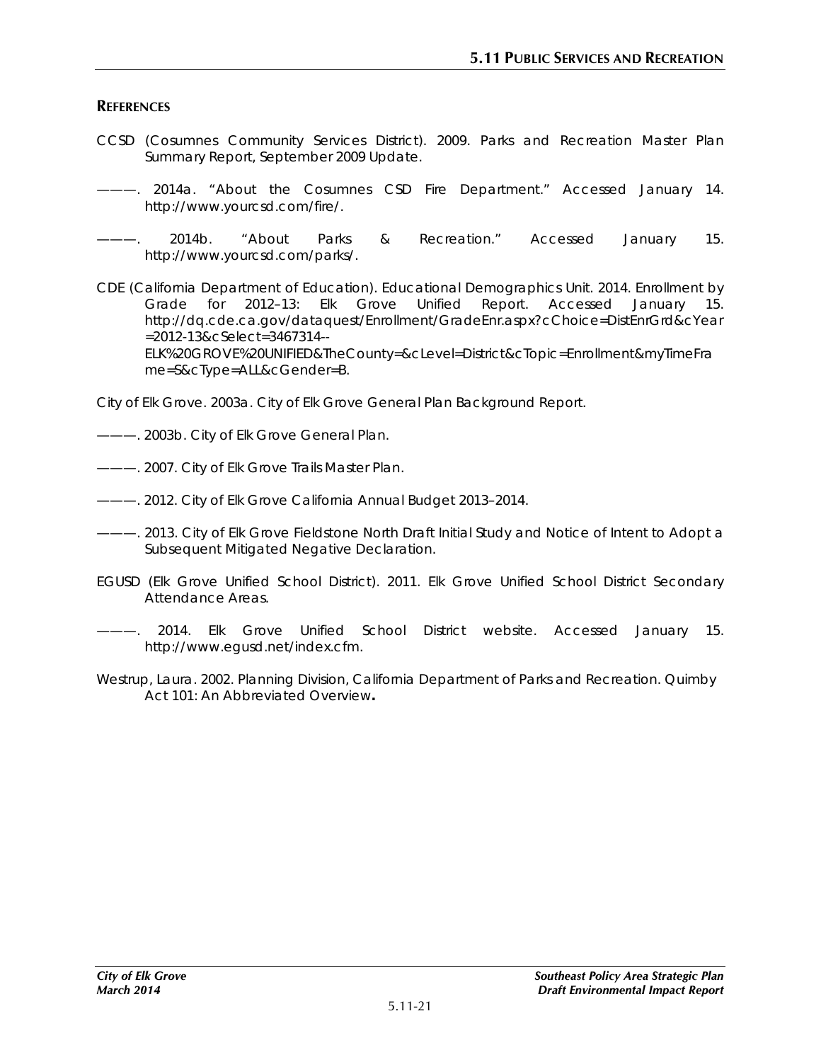## REFERENCES

CCSD (Cosumnes Community Services District). 2009. Parks and Recreation Master Plan Summary Report, September 2009 Update.

———. 2014a. "About the Cosumnes CSD Fire Department." Accessed January 14. http://www.yourcsd.com/fire/.

———. 2014b. "About Parks & Recreation." Accessed January 15. http://www.yourcsd.com/parks/.

CDE (California Department of Education). Educational Demographics Unit. 2014. Enrollment by Grade for 2012–13: Elk Grove Unified Report. Accessed January 15. http://dq.cde.ca.gov/dataquest/Enrollment/GradeEnr.aspx?cChoice=DistEnrGrd&cYear=2012-13&cSelect=3467314--ELK%20GROVE%20UNIFIED&TheCounty=&cLevel=District&cTopic=Enrollment&myTimeFrame=S&cType=ALL&cGender=B.

City of Elk Grove. 2003a. City of Elk Grove General Plan Background Report.

———. 2003b. City of Elk Grove General Plan.

———. 2007. City of Elk Grove Trails Master Plan.

———. 2012. City of Elk Grove California Annual Budget 2013–2014.

———. 2013. City of Elk Grove Fieldstone North Draft Initial Study and Notice of Intent to Adopt a Subsequent Mitigated Negative Declaration.

EGUSD (Elk Grove Unified School District). 2011. Elk Grove Unified School District Secondary Attendance Areas.

———. 2014. Elk Grove Unified School District website. Accessed January 15. http://www.egusd.net/index.cfm.

Westrup, Laura. 2002. Planning Division, California Department of Parks and Recreation. Quimby Act 101: An Abbreviated Overview.